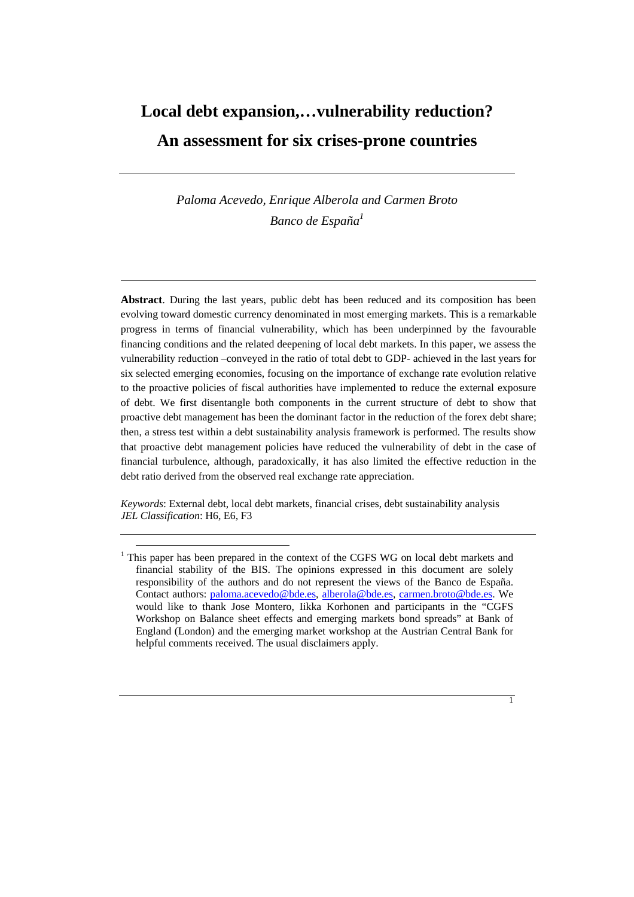# Local debt expansion,…vulnerability reduction?
# An assessment for six crises-prone countries

*Paloma Acevedo, Enrique Alberola and Carmen Broto*

*Banco de España*[1]

**Abstract**. During the last years, public debt has been reduced and its composition has been evolving toward domestic currency denominated in most emerging markets. This is a remarkable progress in terms of financial vulnerability, which has been underpinned by the favourable financing conditions and the related deepening of local debt markets. In this paper, we assess the vulnerability reduction –conveyed in the ratio of total debt to GDP- achieved in the last years for six selected emerging economies, focusing on the importance of exchange rate evolution relative to the proactive policies of fiscal authorities have implemented to reduce the external exposure of debt. We first disentangle both components in the current structure of debt to show that proactive debt management has been the dominant factor in the reduction of the forex debt share; then, a stress test within a debt sustainability analysis framework is performed. The results show that proactive debt management policies have reduced the vulnerability of debt in the case of financial turbulence, although, paradoxically, it has also limited the effective reduction in the debt ratio derived from the observed real exchange rate appreciation.

*Keywords*: External debt, local debt markets, financial crises, debt sustainability analysis

*JEL Classification*: H6, E6, F3

[1] This paper has been prepared in the context of the CGFS WG on local debt markets and financial stability of the BIS. The opinions expressed in this document are solely responsibility of the authors and do not represent the views of the Banco de España. Contact authors: paloma.acevedo@bde.es, alberola@bde.es, carmen.broto@bde.es. We would like to thank Jose Montero, Iikka Korhonen and participants in the "CGFS Workshop on Balance sheet effects and emerging markets bond spreads" at Bank of England (London) and the emerging market workshop at the Austrian Central Bank for helpful comments received. The usual disclaimers apply.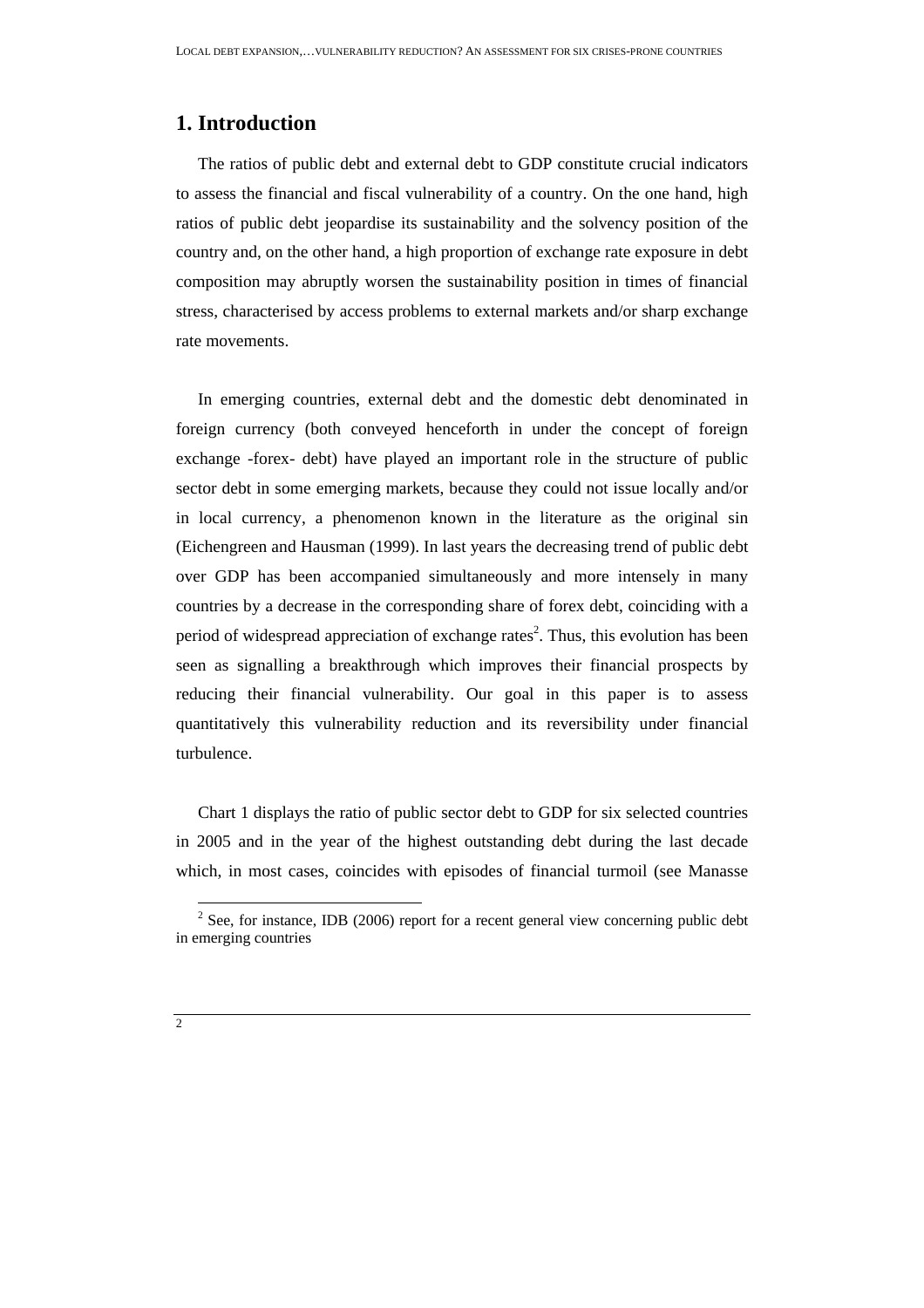## 1. Introduction

The ratios of public debt and external debt to GDP constitute crucial indicators to assess the financial and fiscal vulnerability of a country. On the one hand, high ratios of public debt jeopardise its sustainability and the solvency position of the country and, on the other hand, a high proportion of exchange rate exposure in debt composition may abruptly worsen the sustainability position in times of financial stress, characterised by access problems to external markets and/or sharp exchange rate movements.

In emerging countries, external debt and the domestic debt denominated in foreign currency (both conveyed henceforth in under the concept of foreign exchange -forex- debt) have played an important role in the structure of public sector debt in some emerging markets, because they could not issue locally and/or in local currency, a phenomenon known in the literature as the original sin (Eichengreen and Hausman (1999). In last years the decreasing trend of public debt over GDP has been accompanied simultaneously and more intensely in many countries by a decrease in the corresponding share of forex debt, coinciding with a period of widespread appreciation of exchange rates[2]. Thus, this evolution has been seen as signalling a breakthrough which improves their financial prospects by reducing their financial vulnerability. Our goal in this paper is to assess quantitatively this vulnerability reduction and its reversibility under financial turbulence.

Chart 1 displays the ratio of public sector debt to GDP for six selected countries in 2005 and in the year of the highest outstanding debt during the last decade which, in most cases, coincides with episodes of financial turmoil (see Manasse

[2] See, for instance, IDB (2006) report for a recent general view concerning public debt in emerging countries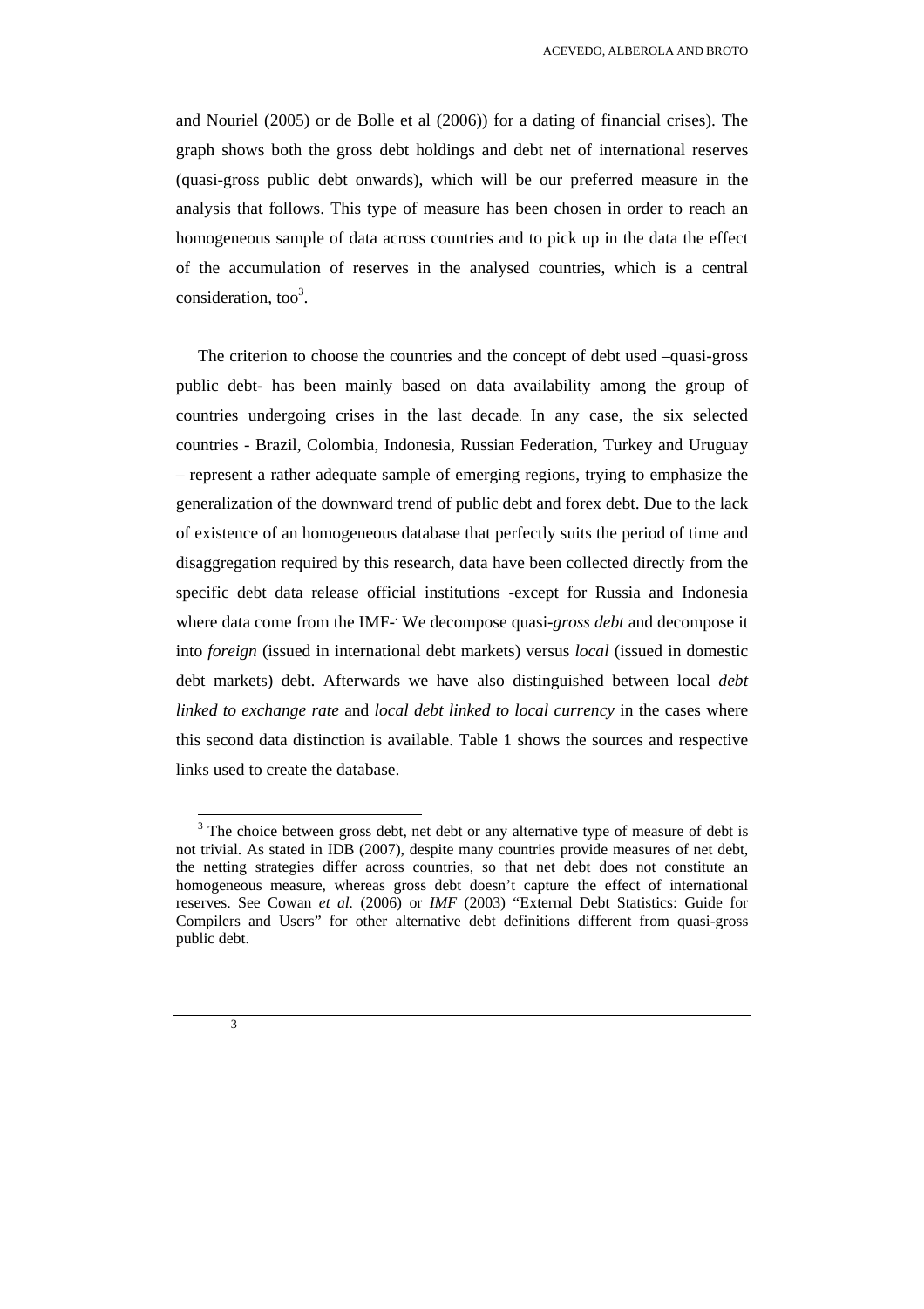and Nouriel (2005) or de Bolle et al (2006)) for a dating of financial crises). The graph shows both the gross debt holdings and debt net of international reserves (quasi-gross public debt onwards), which will be our preferred measure in the analysis that follows. This type of measure has been chosen in order to reach an homogeneous sample of data across countries and to pick up in the data the effect of the accumulation of reserves in the analysed countries, which is a central consideration, too[3].

The criterion to choose the countries and the concept of debt used –quasi-gross public debt- has been mainly based on data availability among the group of countries undergoing crises in the last decade. In any case, the six selected countries - Brazil, Colombia, Indonesia, Russian Federation, Turkey and Uruguay – represent a rather adequate sample of emerging regions, trying to emphasize the generalization of the downward trend of public debt and forex debt. Due to the lack of existence of an homogeneous database that perfectly suits the period of time and disaggregation required by this research, data have been collected directly from the specific debt data release official institutions -except for Russia and Indonesia where data come from the IMF-. We decompose quasi-*gross debt* and decompose it into *foreign* (issued in international debt markets) versus *local* (issued in domestic debt markets) debt. Afterwards we have also distinguished between local *debt linked to exchange rate* and *local debt linked to local currency* in the cases where this second data distinction is available. Table 1 shows the sources and respective links used to create the database.

[3] The choice between gross debt, net debt or any alternative type of measure of debt is not trivial. As stated in IDB (2007), despite many countries provide measures of net debt, the netting strategies differ across countries, so that net debt does not constitute an homogeneous measure, whereas gross debt doesn't capture the effect of international reserves. See Cowan *et al.* (2006) or *IMF* (2003) "External Debt Statistics: Guide for Compilers and Users" for other alternative debt definitions different from quasi-gross public debt.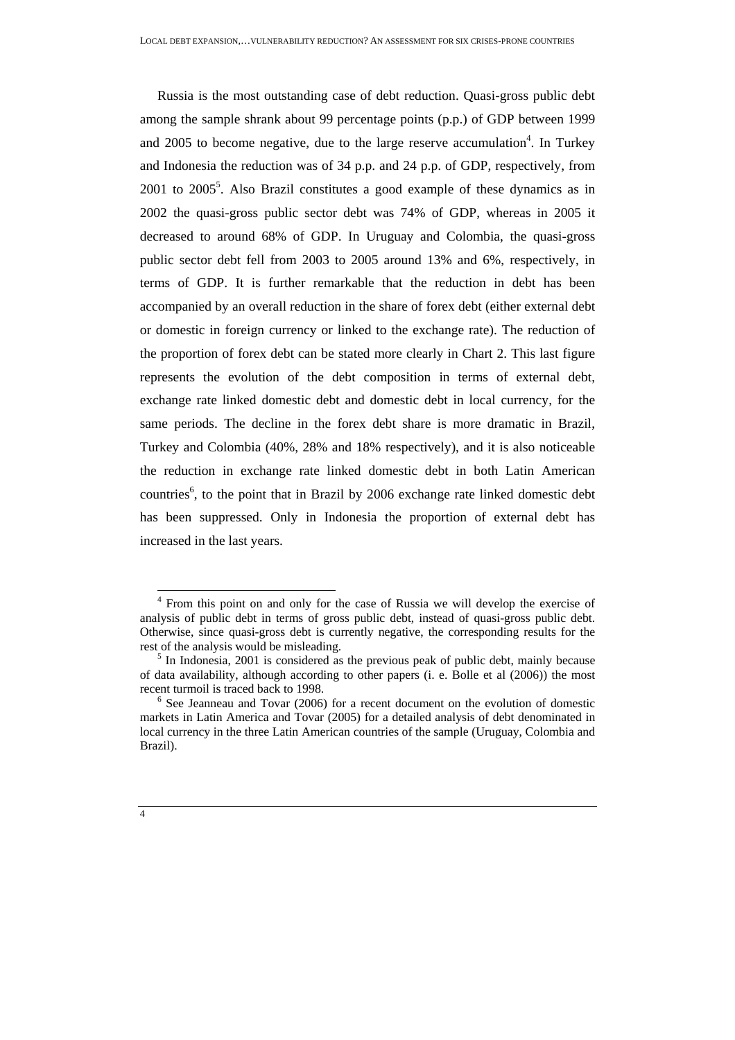Russia is the most outstanding case of debt reduction. Quasi-gross public debt among the sample shrank about 99 percentage points (p.p.) of GDP between 1999 and 2005 to become negative, due to the large reserve accumulation[4]. In Turkey and Indonesia the reduction was of 34 p.p. and 24 p.p. of GDP, respectively, from 2001 to 2005[5]. Also Brazil constitutes a good example of these dynamics as in 2002 the quasi-gross public sector debt was 74% of GDP, whereas in 2005 it decreased to around 68% of GDP. In Uruguay and Colombia, the quasi-gross public sector debt fell from 2003 to 2005 around 13% and 6%, respectively, in terms of GDP. It is further remarkable that the reduction in debt has been accompanied by an overall reduction in the share of forex debt (either external debt or domestic in foreign currency or linked to the exchange rate). The reduction of the proportion of forex debt can be stated more clearly in Chart 2. This last figure represents the evolution of the debt composition in terms of external debt, exchange rate linked domestic debt and domestic debt in local currency, for the same periods. The decline in the forex debt share is more dramatic in Brazil, Turkey and Colombia (40%, 28% and 18% respectively), and it is also noticeable the reduction in exchange rate linked domestic debt in both Latin American countries[6], to the point that in Brazil by 2006 exchange rate linked domestic debt has been suppressed. Only in Indonesia the proportion of external debt has increased in the last years.

---

[4] From this point on and only for the case of Russia we will develop the exercise of analysis of public debt in terms of gross public debt, instead of quasi-gross public debt. Otherwise, since quasi-gross debt is currently negative, the corresponding results for the rest of the analysis would be misleading.

[5] In Indonesia, 2001 is considered as the previous peak of public debt, mainly because of data availability, although according to other papers (i. e. Bolle et al (2006)) the most recent turmoil is traced back to 1998.

[6] See Jeanneau and Tovar (2006) for a recent document on the evolution of domestic markets in Latin America and Tovar (2005) for a detailed analysis of debt denominated in local currency in the three Latin American countries of the sample (Uruguay, Colombia and Brazil).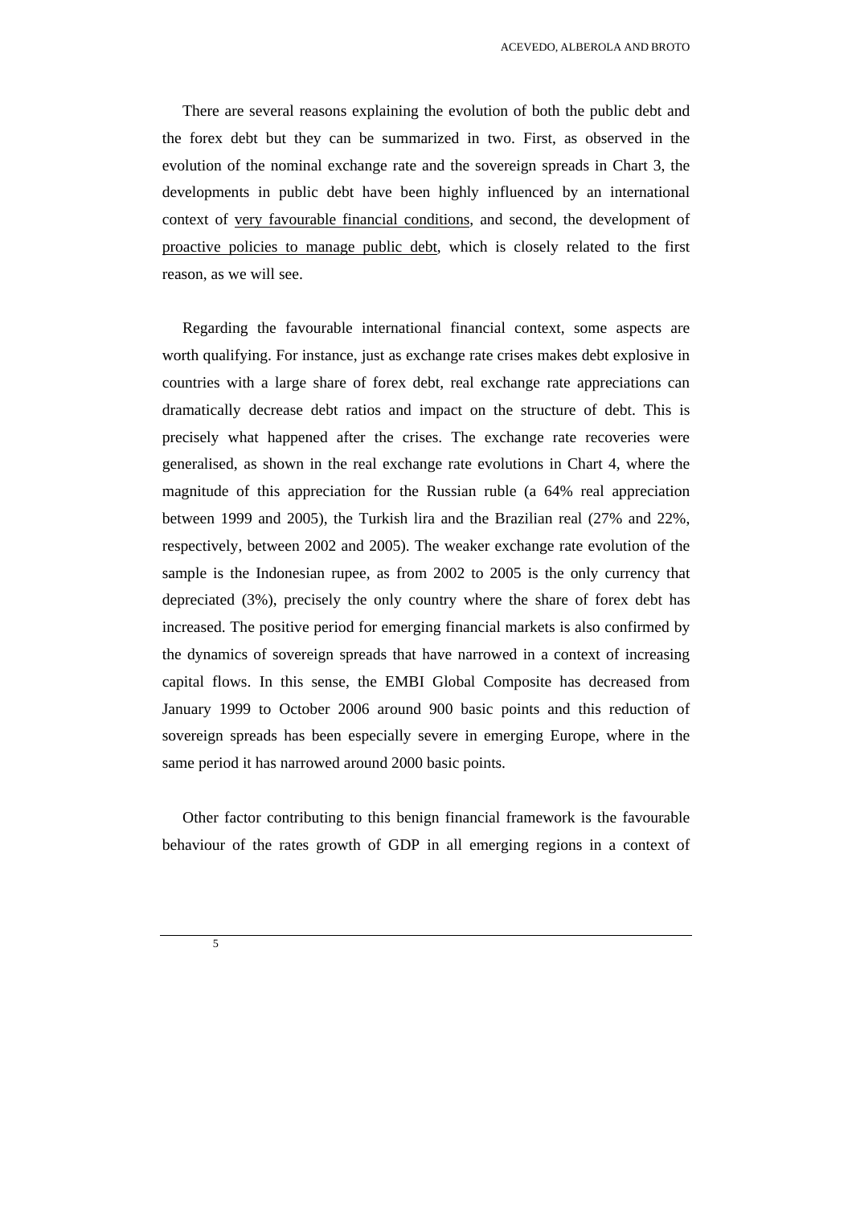There are several reasons explaining the evolution of both the public debt and the forex debt but they can be summarized in two. First, as observed in the evolution of the nominal exchange rate and the sovereign spreads in Chart 3, the developments in public debt have been highly influenced by an international context of <u>very favourable financial conditions</u>, and second, the development of <u>proactive policies to manage public debt</u>, which is closely related to the first reason, as we will see.

Regarding the favourable international financial context, some aspects are worth qualifying. For instance, just as exchange rate crises makes debt explosive in countries with a large share of forex debt, real exchange rate appreciations can dramatically decrease debt ratios and impact on the structure of debt. This is precisely what happened after the crises. The exchange rate recoveries were generalised, as shown in the real exchange rate evolutions in Chart 4, where the magnitude of this appreciation for the Russian ruble (a 64% real appreciation between 1999 and 2005), the Turkish lira and the Brazilian real (27% and 22%, respectively, between 2002 and 2005). The weaker exchange rate evolution of the sample is the Indonesian rupee, as from 2002 to 2005 is the only currency that depreciated (3%), precisely the only country where the share of forex debt has increased. The positive period for emerging financial markets is also confirmed by the dynamics of sovereign spreads that have narrowed in a context of increasing capital flows. In this sense, the EMBI Global Composite has decreased from January 1999 to October 2006 around 900 basic points and this reduction of sovereign spreads has been especially severe in emerging Europe, where in the same period it has narrowed around 2000 basic points.

Other factor contributing to this benign financial framework is the favourable behaviour of the rates growth of GDP in all emerging regions in a context of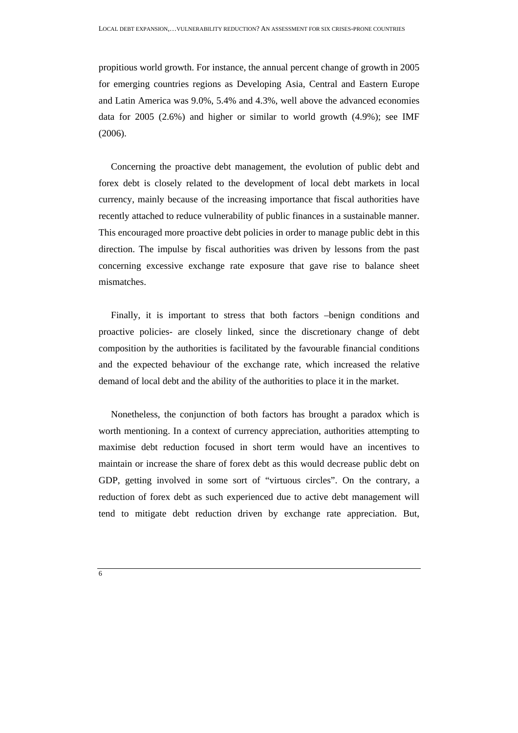propitious world growth. For instance, the annual percent change of growth in 2005 for emerging countries regions as Developing Asia, Central and Eastern Europe and Latin America was 9.0%, 5.4% and 4.3%, well above the advanced economies data for 2005 (2.6%) and higher or similar to world growth (4.9%); see IMF (2006).

Concerning the proactive debt management, the evolution of public debt and forex debt is closely related to the development of local debt markets in local currency, mainly because of the increasing importance that fiscal authorities have recently attached to reduce vulnerability of public finances in a sustainable manner. This encouraged more proactive debt policies in order to manage public debt in this direction. The impulse by fiscal authorities was driven by lessons from the past concerning excessive exchange rate exposure that gave rise to balance sheet mismatches.

Finally, it is important to stress that both factors –benign conditions and proactive policies- are closely linked, since the discretionary change of debt composition by the authorities is facilitated by the favourable financial conditions and the expected behaviour of the exchange rate, which increased the relative demand of local debt and the ability of the authorities to place it in the market.

Nonetheless, the conjunction of both factors has brought a paradox which is worth mentioning. In a context of currency appreciation, authorities attempting to maximise debt reduction focused in short term would have an incentives to maintain or increase the share of forex debt as this would decrease public debt on GDP, getting involved in some sort of "virtuous circles". On the contrary, a reduction of forex debt as such experienced due to active debt management will tend to mitigate debt reduction driven by exchange rate appreciation. But,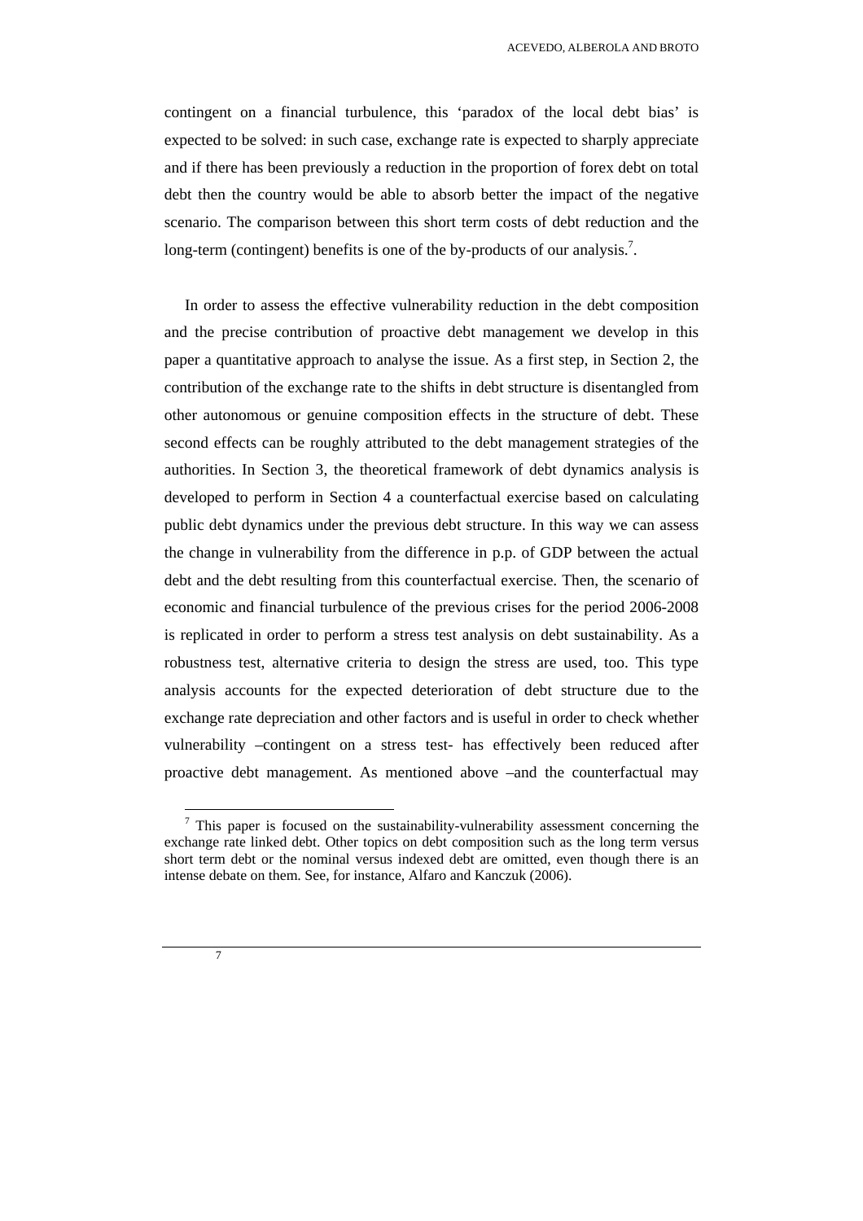contingent on a financial turbulence, this 'paradox of the local debt bias' is expected to be solved: in such case, exchange rate is expected to sharply appreciate and if there has been previously a reduction in the proportion of forex debt on total debt then the country would be able to absorb better the impact of the negative scenario. The comparison between this short term costs of debt reduction and the long-term (contingent) benefits is one of the by-products of our analysis.[7].

In order to assess the effective vulnerability reduction in the debt composition and the precise contribution of proactive debt management we develop in this paper a quantitative approach to analyse the issue. As a first step, in Section 2, the contribution of the exchange rate to the shifts in debt structure is disentangled from other autonomous or genuine composition effects in the structure of debt. These second effects can be roughly attributed to the debt management strategies of the authorities. In Section 3, the theoretical framework of debt dynamics analysis is developed to perform in Section 4 a counterfactual exercise based on calculating public debt dynamics under the previous debt structure. In this way we can assess the change in vulnerability from the difference in p.p. of GDP between the actual debt and the debt resulting from this counterfactual exercise. Then, the scenario of economic and financial turbulence of the previous crises for the period 2006-2008 is replicated in order to perform a stress test analysis on debt sustainability. As a robustness test, alternative criteria to design the stress are used, too. This type analysis accounts for the expected deterioration of debt structure due to the exchange rate depreciation and other factors and is useful in order to check whether vulnerability –contingent on a stress test- has effectively been reduced after proactive debt management. As mentioned above –and the counterfactual may

[7] This paper is focused on the sustainability-vulnerability assessment concerning the exchange rate linked debt. Other topics on debt composition such as the long term versus short term debt or the nominal versus indexed debt are omitted, even though there is an intense debate on them. See, for instance, Alfaro and Kanczuk (2006).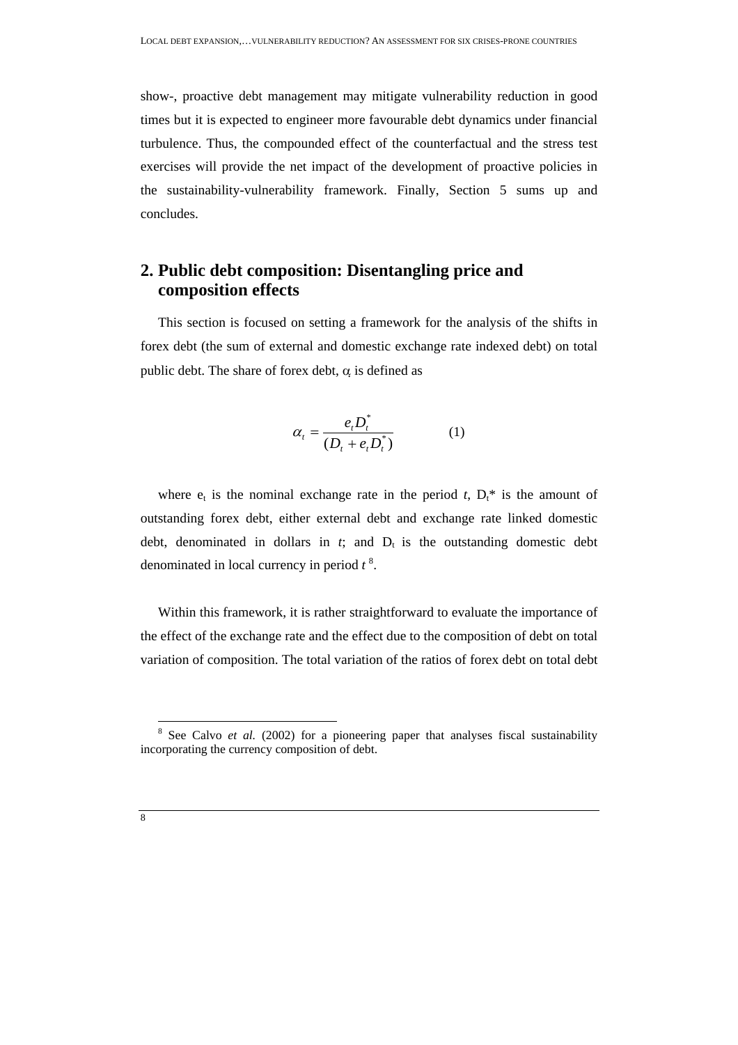show-, proactive debt management may mitigate vulnerability reduction in good times but it is expected to engineer more favourable debt dynamics under financial turbulence. Thus, the compounded effect of the counterfactual and the stress test exercises will provide the net impact of the development of proactive policies in the sustainability-vulnerability framework. Finally, Section 5 sums up and concludes.

## 2. Public debt composition: Disentangling price and composition effects

This section is focused on setting a framework for the analysis of the shifts in forex debt (the sum of external and domestic exchange rate indexed debt) on total public debt. The share of forex debt, $\alpha_t$ is defined as

$$\alpha_t = \frac{e_t D_t^*}{(D_t + e_t D_t^*)} \qquad (1)$$

where $e_t$ is the nominal exchange rate in the period *t*, $D_t^*$ is the amount of outstanding forex debt, either external debt and exchange rate linked domestic debt, denominated in dollars in *t*; and $D_t$ is the outstanding domestic debt denominated in local currency in period *t* [8].

Within this framework, it is rather straightforward to evaluate the importance of the effect of the exchange rate and the effect due to the composition of debt on total variation of composition. The total variation of the ratios of forex debt on total debt

[8] See Calvo *et al.* (2002) for a pioneering paper that analyses fiscal sustainability incorporating the currency composition of debt.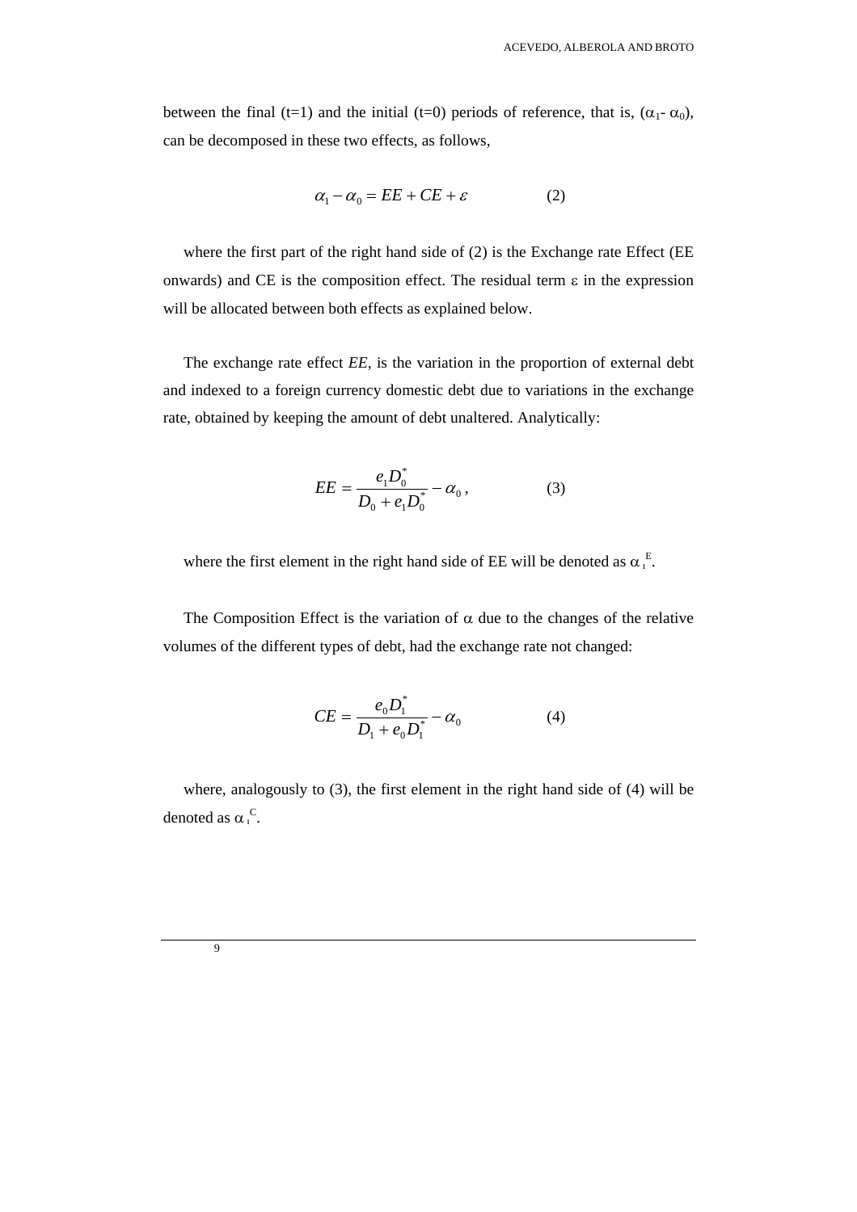between the final (t=1) and the initial (t=0) periods of reference, that is, ($\alpha_1$- $\alpha_0$), can be decomposed in these two effects, as follows,

$$\alpha_1 - \alpha_0 = EE + CE + \varepsilon \qquad (2)$$

where the first part of the right hand side of (2) is the Exchange rate Effect (EE onwards) and CE is the composition effect. The residual term $\varepsilon$ in the expression will be allocated between both effects as explained below.

The exchange rate effect *EE*, is the variation in the proportion of external debt and indexed to a foreign currency domestic debt due to variations in the exchange rate, obtained by keeping the amount of debt unaltered. Analytically:

$$EE = \frac{e_1 D_0^*}{D_0 + e_1 D_0^*} - \alpha_0 \,, \qquad (3)$$

where the first element in the right hand side of EE will be denoted as $\alpha_1^E$.

The Composition Effect is the variation of $\alpha$ due to the changes of the relative volumes of the different types of debt, had the exchange rate not changed:

$$CE = \frac{e_0 D_1^*}{D_1 + e_0 D_1^*} - \alpha_0 \qquad (4)$$

where, analogously to (3), the first element in the right hand side of (4) will be denoted as $\alpha_1^C$.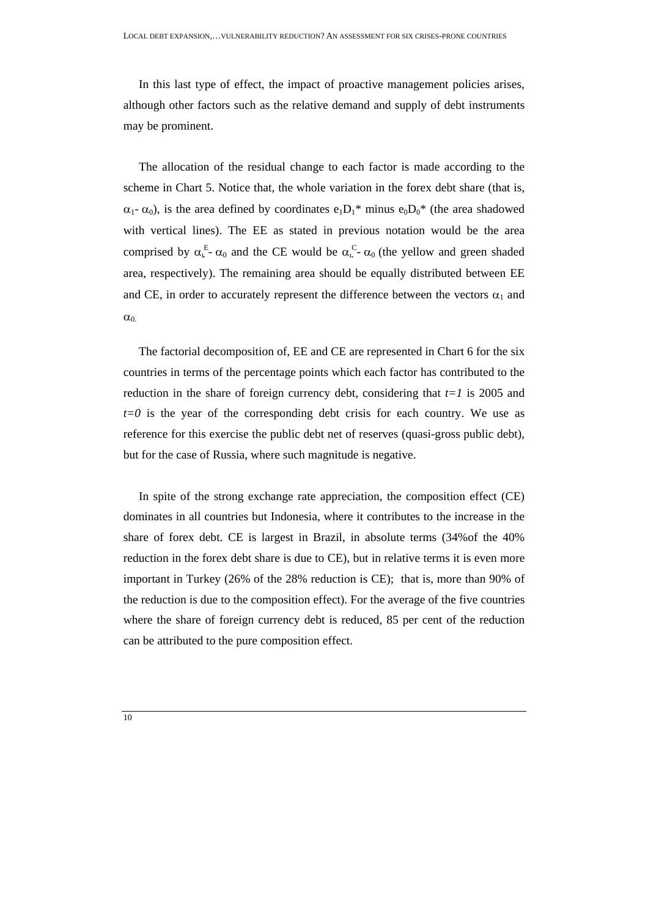In this last type of effect, the impact of proactive management policies arises, although other factors such as the relative demand and supply of debt instruments may be prominent.

The allocation of the residual change to each factor is made according to the scheme in Chart 5. Notice that, the whole variation in the forex debt share (that is, $\alpha_1$- $\alpha_0$), is the area defined by coordinates $e_1D_1$* minus $e_0D_0$* (the area shadowed with vertical lines). The EE as stated in previous notation would be the area comprised by $\alpha_1^E$- $\alpha_0$ and the CE would be $\alpha_1^C$- $\alpha_0$ (the yellow and green shaded area, respectively). The remaining area should be equally distributed between EE and CE, in order to accurately represent the difference between the vectors $\alpha_1$ and $\alpha_0$.

The factorial decomposition of, EE and CE are represented in Chart 6 for the six countries in terms of the percentage points which each factor has contributed to the reduction in the share of foreign currency debt, considering that *t=1* is 2005 and *t=0* is the year of the corresponding debt crisis for each country. We use as reference for this exercise the public debt net of reserves (quasi-gross public debt), but for the case of Russia, where such magnitude is negative.

In spite of the strong exchange rate appreciation, the composition effect (CE) dominates in all countries but Indonesia, where it contributes to the increase in the share of forex debt. CE is largest in Brazil, in absolute terms (34%of the 40% reduction in the forex debt share is due to CE), but in relative terms it is even more important in Turkey (26% of the 28% reduction is CE); that is, more than 90% of the reduction is due to the composition effect). For the average of the five countries where the share of foreign currency debt is reduced, 85 per cent of the reduction can be attributed to the pure composition effect.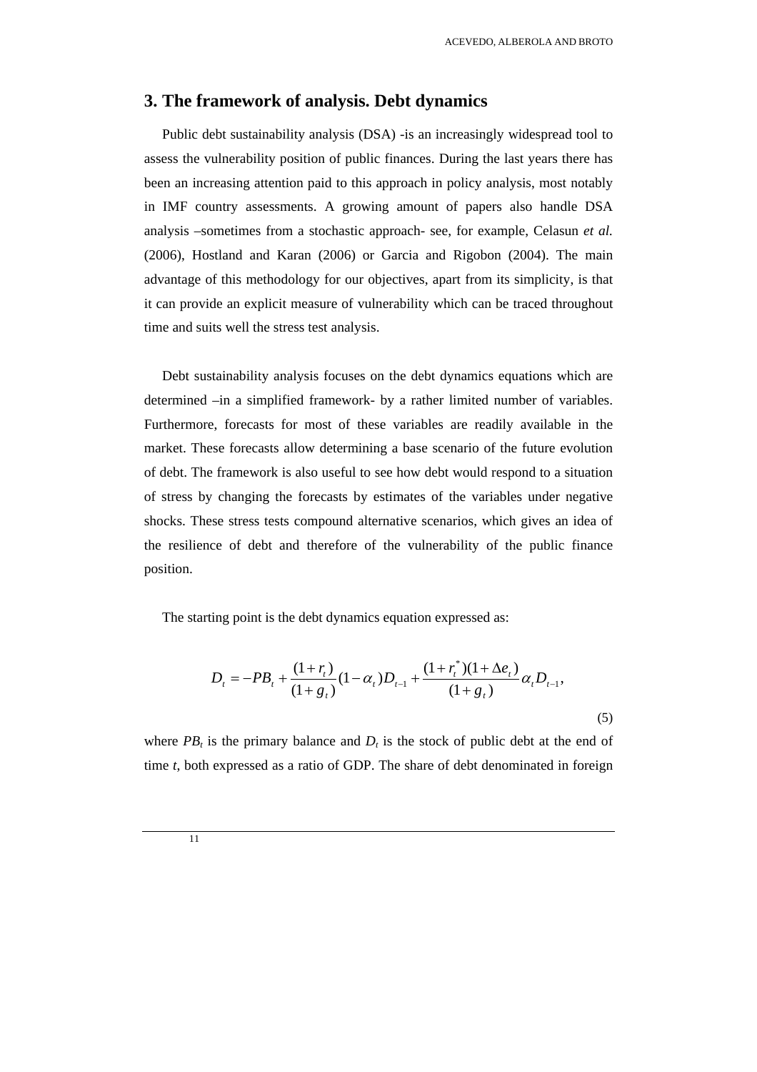## 3. The framework of analysis. Debt dynamics

Public debt sustainability analysis (DSA) -is an increasingly widespread tool to assess the vulnerability position of public finances. During the last years there has been an increasing attention paid to this approach in policy analysis, most notably in IMF country assessments. A growing amount of papers also handle DSA analysis –sometimes from a stochastic approach- see, for example, Celasun *et al.* (2006), Hostland and Karan (2006) or Garcia and Rigobon (2004). The main advantage of this methodology for our objectives, apart from its simplicity, is that it can provide an explicit measure of vulnerability which can be traced throughout time and suits well the stress test analysis.

Debt sustainability analysis focuses on the debt dynamics equations which are determined –in a simplified framework- by a rather limited number of variables. Furthermore, forecasts for most of these variables are readily available in the market. These forecasts allow determining a base scenario of the future evolution of debt. The framework is also useful to see how debt would respond to a situation of stress by changing the forecasts by estimates of the variables under negative shocks. These stress tests compound alternative scenarios, which gives an idea of the resilience of debt and therefore of the vulnerability of the public finance position.

The starting point is the debt dynamics equation expressed as:

$$D_t = -PB_t + \frac{(1+r_t)}{(1+g_t)}(1-\alpha_t)D_{t-1} + \frac{(1+r_t^*)(1+\Delta e_t)}{(1+g_t)}\alpha_t D_{t-1}, \tag{5}$$

where $PB_t$ is the primary balance and $D_t$ is the stock of public debt at the end of time $t$, both expressed as a ratio of GDP. The share of debt denominated in foreign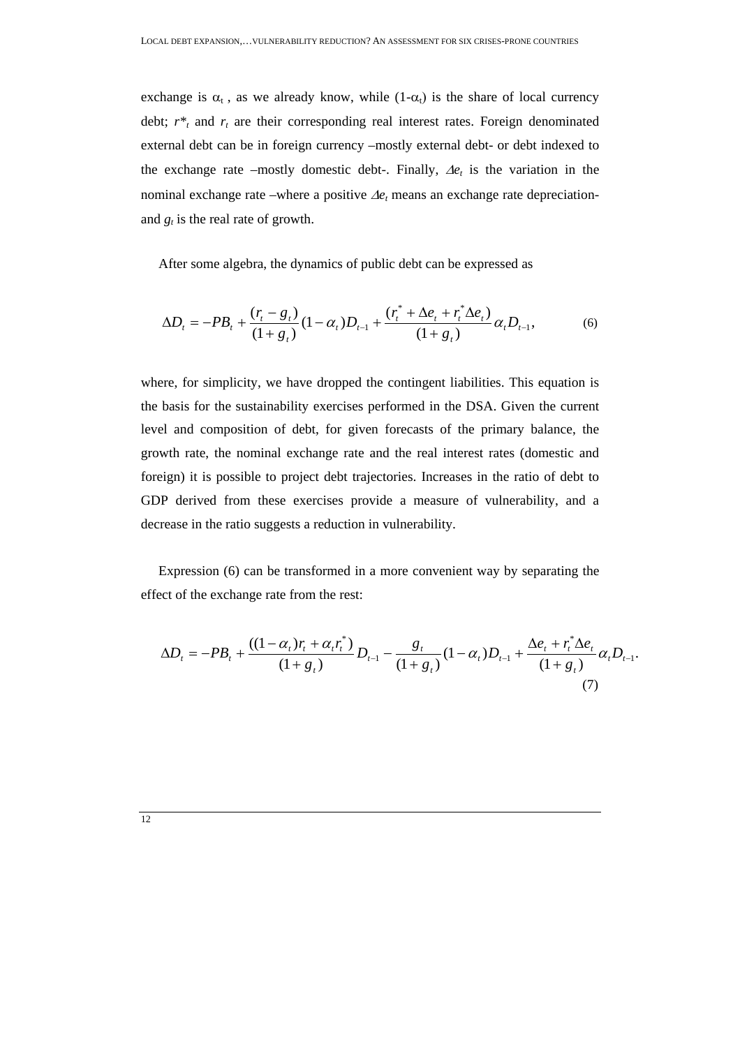exchange is $\alpha_t$ , as we already know, while $(1-\alpha_t)$ is the share of local currency debt; $r^*_t$ and $r_t$ are their corresponding real interest rates. Foreign denominated external debt can be in foreign currency –mostly external debt- or debt indexed to the exchange rate –mostly domestic debt-. Finally, $\Delta e_t$ is the variation in the nominal exchange rate –where a positive $\Delta e_t$ means an exchange rate depreciation- and $g_t$ is the real rate of growth.

After some algebra, the dynamics of public debt can be expressed as

$$\Delta D_t = -PB_t + \frac{(r_t - g_t)}{(1+g_t)}(1-\alpha_t)D_{t-1} + \frac{(r_t^* + \Delta e_t + r_t^* \Delta e_t)}{(1+g_t)}\alpha_t D_{t-1}, \tag{6}$$

where, for simplicity, we have dropped the contingent liabilities. This equation is the basis for the sustainability exercises performed in the DSA. Given the current level and composition of debt, for given forecasts of the primary balance, the growth rate, the nominal exchange rate and the real interest rates (domestic and foreign) it is possible to project debt trajectories. Increases in the ratio of debt to GDP derived from these exercises provide a measure of vulnerability, and a decrease in the ratio suggests a reduction in vulnerability.

Expression (6) can be transformed in a more convenient way by separating the effect of the exchange rate from the rest:

$$\Delta D_t = -PB_t + \frac{((1-\alpha_t)r_t + \alpha_t r_t^*)}{(1+g_t)}D_{t-1} - \frac{g_t}{(1+g_t)}(1-\alpha_t)D_{t-1} + \frac{\Delta e_t + r_t^* \Delta e_t}{(1+g_t)}\alpha_t D_{t-1}. \tag{7}$$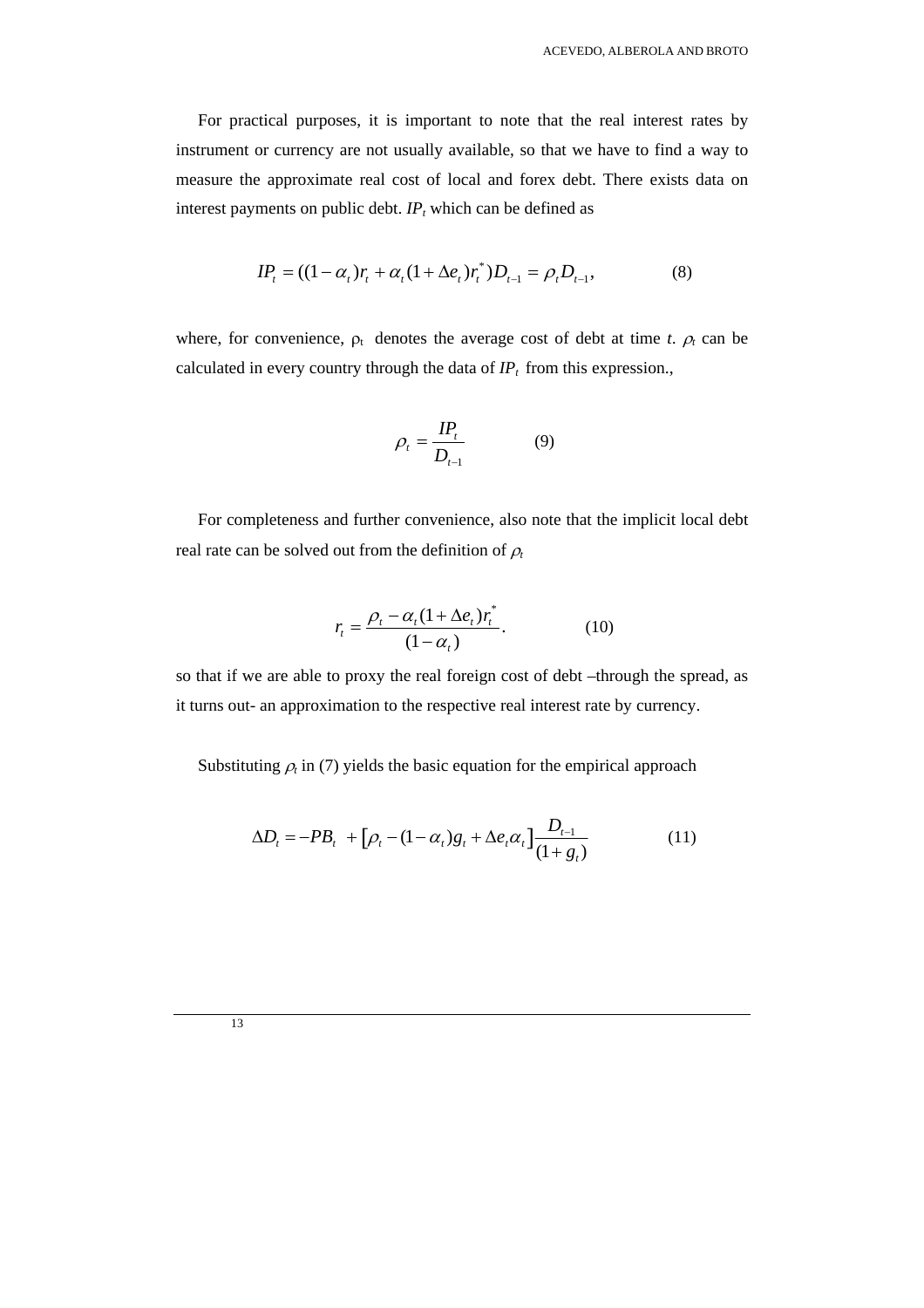For practical purposes, it is important to note that the real interest rates by instrument or currency are not usually available, so that we have to find a way to measure the approximate real cost of local and forex debt. There exists data on interest payments on public debt. $IP_t$ which can be defined as

$$IP_t = ((1-\alpha_t)r_t + \alpha_t(1+\Delta e_t)r_t^*)D_{t-1} = \rho_t D_{t-1}, \qquad (8)$$

where, for convenience, $\rho_t$ denotes the average cost of debt at time *t*. $\rho_t$ can be calculated in every country through the data of $IP_t$ from this expression.,

$$\rho_t = \frac{IP_t}{D_{t-1}} \qquad (9)$$

For completeness and further convenience, also note that the implicit local debt real rate can be solved out from the definition of $\rho_t$

$$r_t = \frac{\rho_t - \alpha_t(1+\Delta e_t)r_t^*}{(1-\alpha_t)}. \qquad (10)$$

so that if we are able to proxy the real foreign cost of debt –through the spread, as it turns out- an approximation to the respective real interest rate by currency.

Substituting $\rho_t$ in (7) yields the basic equation for the empirical approach

$$\Delta D_t = -PB_t + \left[\rho_t - (1-\alpha_t)g_t + \Delta e_t \alpha_t\right]\frac{D_{t-1}}{(1+g_t)} \qquad (11)$$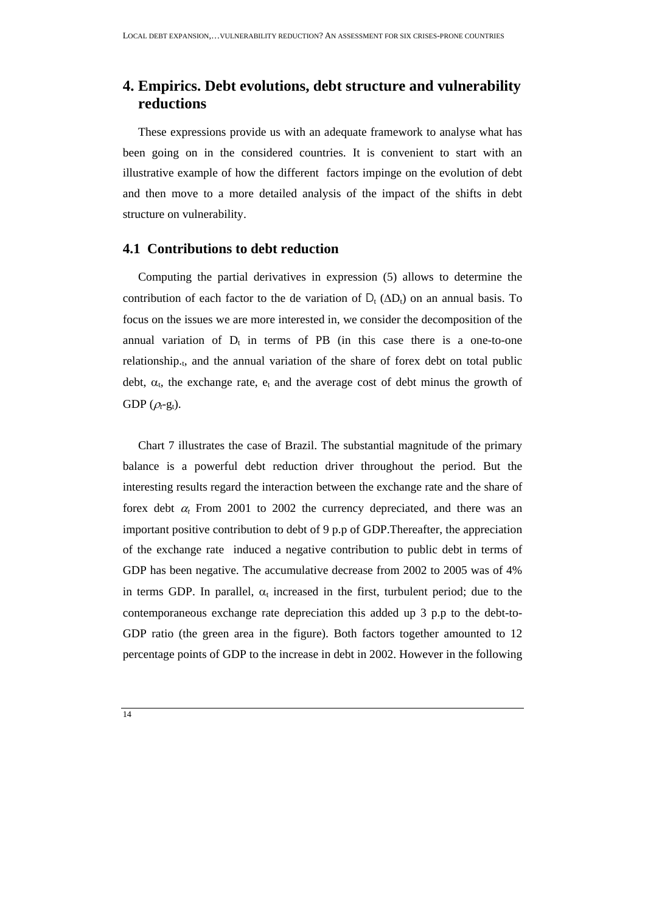# 4. Empirics. Debt evolutions, debt structure and vulnerability reductions

These expressions provide us with an adequate framework to analyse what has been going on in the considered countries. It is convenient to start with an illustrative example of how the different factors impinge on the evolution of debt and then move to a more detailed analysis of the impact of the shifts in debt structure on vulnerability.

## 4.1 Contributions to debt reduction

Computing the partial derivatives in expression (5) allows to determine the contribution of each factor to the de variation of $D_t$ ($\Delta D_t$) on an annual basis. To focus on the issues we are more interested in, we consider the decomposition of the annual variation of $D_t$ in terms of PB (in this case there is a one-to-one relationship.$_t$, and the annual variation of the share of forex debt on total public debt, $\alpha_t$, the exchange rate, $e_t$ and the average cost of debt minus the growth of GDP ($\rho_t$-$g_t$).

Chart 7 illustrates the case of Brazil. The substantial magnitude of the primary balance is a powerful debt reduction driver throughout the period. But the interesting results regard the interaction between the exchange rate and the share of forex debt $\alpha_t$ From 2001 to 2002 the currency depreciated, and there was an important positive contribution to debt of 9 p.p of GDP.Thereafter, the appreciation of the exchange rate induced a negative contribution to public debt in terms of GDP has been negative. The accumulative decrease from 2002 to 2005 was of 4% in terms GDP. In parallel, $\alpha_t$ increased in the first, turbulent period; due to the contemporaneous exchange rate depreciation this added up 3 p.p to the debt-to-GDP ratio (the green area in the figure). Both factors together amounted to 12 percentage points of GDP to the increase in debt in 2002. However in the following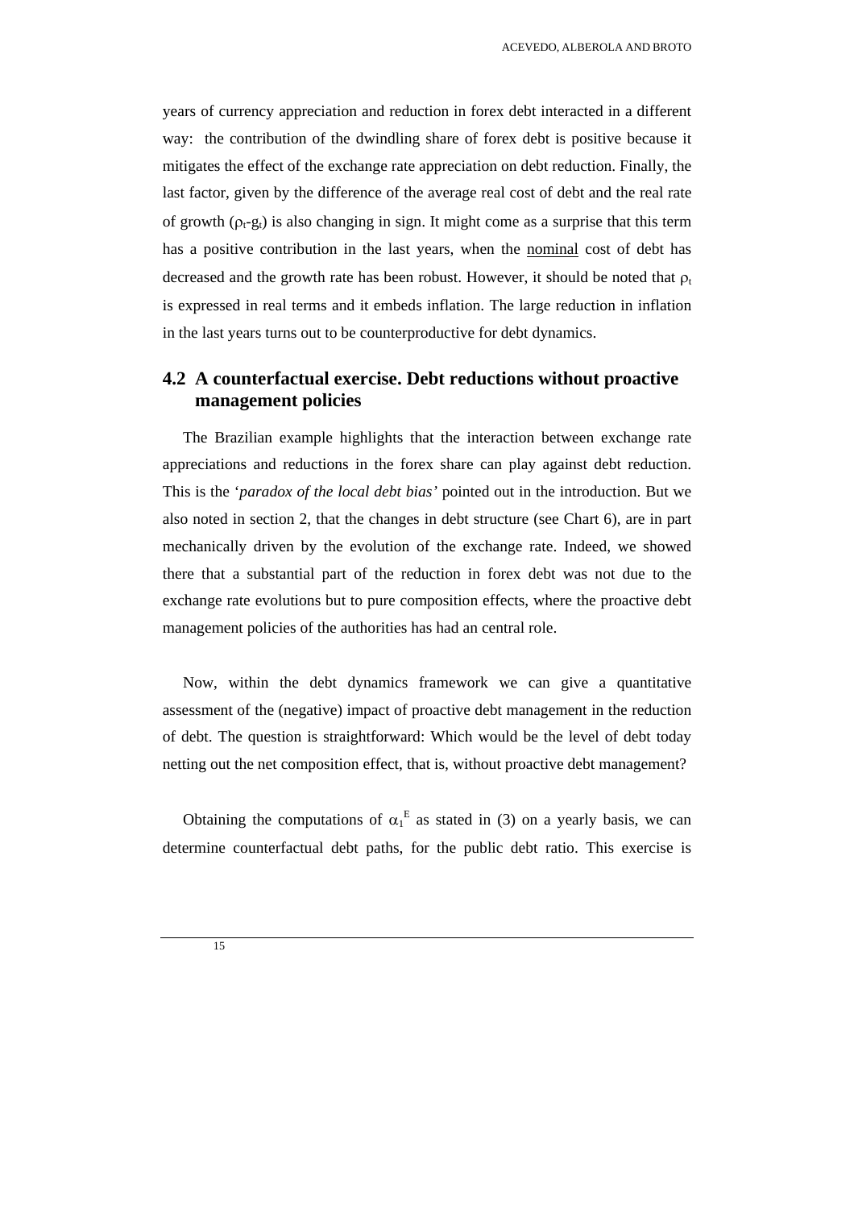years of currency appreciation and reduction in forex debt interacted in a different way: the contribution of the dwindling share of forex debt is positive because it mitigates the effect of the exchange rate appreciation on debt reduction. Finally, the last factor, given by the difference of the average real cost of debt and the real rate of growth ($\rho_t$-$g_t$) is also changing in sign. It might come as a surprise that this term has a positive contribution in the last years, when the nominal cost of debt has decreased and the growth rate has been robust. However, it should be noted that $\rho_t$ is expressed in real terms and it embeds inflation. The large reduction in inflation in the last years turns out to be counterproductive for debt dynamics.

## 4.2 A counterfactual exercise. Debt reductions without proactive management policies

The Brazilian example highlights that the interaction between exchange rate appreciations and reductions in the forex share can play against debt reduction. This is the '*paradox of the local debt bias'* pointed out in the introduction. But we also noted in section 2, that the changes in debt structure (see Chart 6), are in part mechanically driven by the evolution of the exchange rate. Indeed, we showed there that a substantial part of the reduction in forex debt was not due to the exchange rate evolutions but to pure composition effects, where the proactive debt management policies of the authorities has had an central role.

Now, within the debt dynamics framework we can give a quantitative assessment of the (negative) impact of proactive debt management in the reduction of debt. The question is straightforward: Which would be the level of debt today netting out the net composition effect, that is, without proactive debt management?

Obtaining the computations of $\alpha_1^E$ as stated in (3) on a yearly basis, we can determine counterfactual debt paths, for the public debt ratio. This exercise is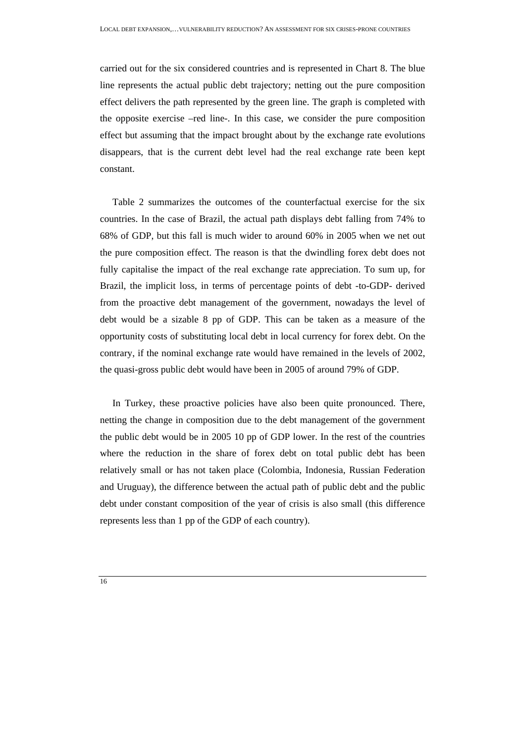carried out for the six considered countries and is represented in Chart 8. The blue line represents the actual public debt trajectory; netting out the pure composition effect delivers the path represented by the green line. The graph is completed with the opposite exercise –red line-. In this case, we consider the pure composition effect but assuming that the impact brought about by the exchange rate evolutions disappears, that is the current debt level had the real exchange rate been kept constant.

Table 2 summarizes the outcomes of the counterfactual exercise for the six countries. In the case of Brazil, the actual path displays debt falling from 74% to 68% of GDP, but this fall is much wider to around 60% in 2005 when we net out the pure composition effect. The reason is that the dwindling forex debt does not fully capitalise the impact of the real exchange rate appreciation. To sum up, for Brazil, the implicit loss, in terms of percentage points of debt -to-GDP- derived from the proactive debt management of the government, nowadays the level of debt would be a sizable 8 pp of GDP. This can be taken as a measure of the opportunity costs of substituting local debt in local currency for forex debt. On the contrary, if the nominal exchange rate would have remained in the levels of 2002, the quasi-gross public debt would have been in 2005 of around 79% of GDP.

In Turkey, these proactive policies have also been quite pronounced. There, netting the change in composition due to the debt management of the government the public debt would be in 2005 10 pp of GDP lower. In the rest of the countries where the reduction in the share of forex debt on total public debt has been relatively small or has not taken place (Colombia, Indonesia, Russian Federation and Uruguay), the difference between the actual path of public debt and the public debt under constant composition of the year of crisis is also small (this difference represents less than 1 pp of the GDP of each country).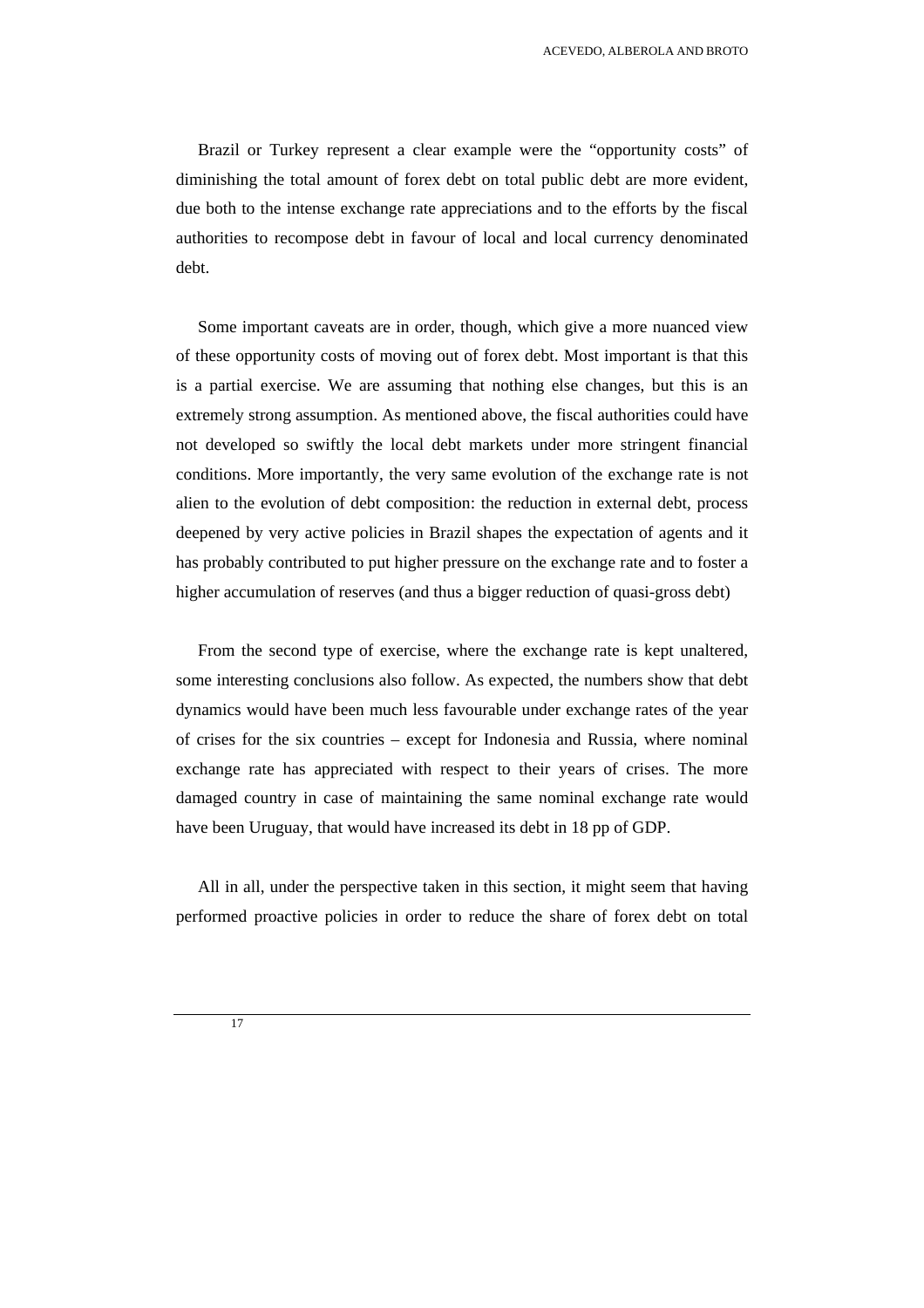Brazil or Turkey represent a clear example were the "opportunity costs" of diminishing the total amount of forex debt on total public debt are more evident, due both to the intense exchange rate appreciations and to the efforts by the fiscal authorities to recompose debt in favour of local and local currency denominated debt.

Some important caveats are in order, though, which give a more nuanced view of these opportunity costs of moving out of forex debt. Most important is that this is a partial exercise. We are assuming that nothing else changes, but this is an extremely strong assumption. As mentioned above, the fiscal authorities could have not developed so swiftly the local debt markets under more stringent financial conditions. More importantly, the very same evolution of the exchange rate is not alien to the evolution of debt composition: the reduction in external debt, process deepened by very active policies in Brazil shapes the expectation of agents and it has probably contributed to put higher pressure on the exchange rate and to foster a higher accumulation of reserves (and thus a bigger reduction of quasi-gross debt)

From the second type of exercise, where the exchange rate is kept unaltered, some interesting conclusions also follow. As expected, the numbers show that debt dynamics would have been much less favourable under exchange rates of the year of crises for the six countries – except for Indonesia and Russia, where nominal exchange rate has appreciated with respect to their years of crises. The more damaged country in case of maintaining the same nominal exchange rate would have been Uruguay, that would have increased its debt in 18 pp of GDP.

All in all, under the perspective taken in this section, it might seem that having performed proactive policies in order to reduce the share of forex debt on total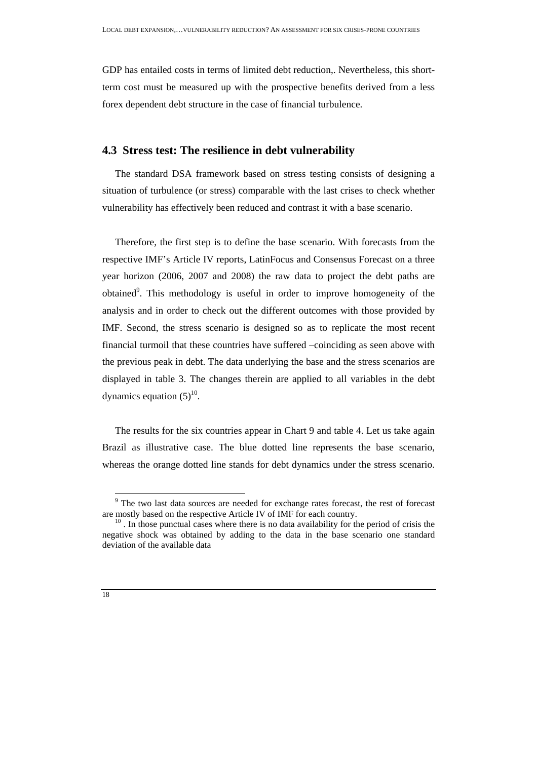GDP has entailed costs in terms of limited debt reduction,. Nevertheless, this short-term cost must be measured up with the prospective benefits derived from a less forex dependent debt structure in the case of financial turbulence.

## 4.3 Stress test: The resilience in debt vulnerability

The standard DSA framework based on stress testing consists of designing a situation of turbulence (or stress) comparable with the last crises to check whether vulnerability has effectively been reduced and contrast it with a base scenario.

Therefore, the first step is to define the base scenario. With forecasts from the respective IMF's Article IV reports, LatinFocus and Consensus Forecast on a three year horizon (2006, 2007 and 2008) the raw data to project the debt paths are obtained[9]. This methodology is useful in order to improve homogeneity of the analysis and in order to check out the different outcomes with those provided by IMF. Second, the stress scenario is designed so as to replicate the most recent financial turmoil that these countries have suffered –coinciding as seen above with the previous peak in debt. The data underlying the base and the stress scenarios are displayed in table 3. The changes therein are applied to all variables in the debt dynamics equation (5)[10].

The results for the six countries appear in Chart 9 and table 4. Let us take again Brazil as illustrative case. The blue dotted line represents the base scenario, whereas the orange dotted line stands for debt dynamics under the stress scenario.

[9] The two last data sources are needed for exchange rates forecast, the rest of forecast are mostly based on the respective Article IV of IMF for each country.

[10] . In those punctual cases where there is no data availability for the period of crisis the negative shock was obtained by adding to the data in the base scenario one standard deviation of the available data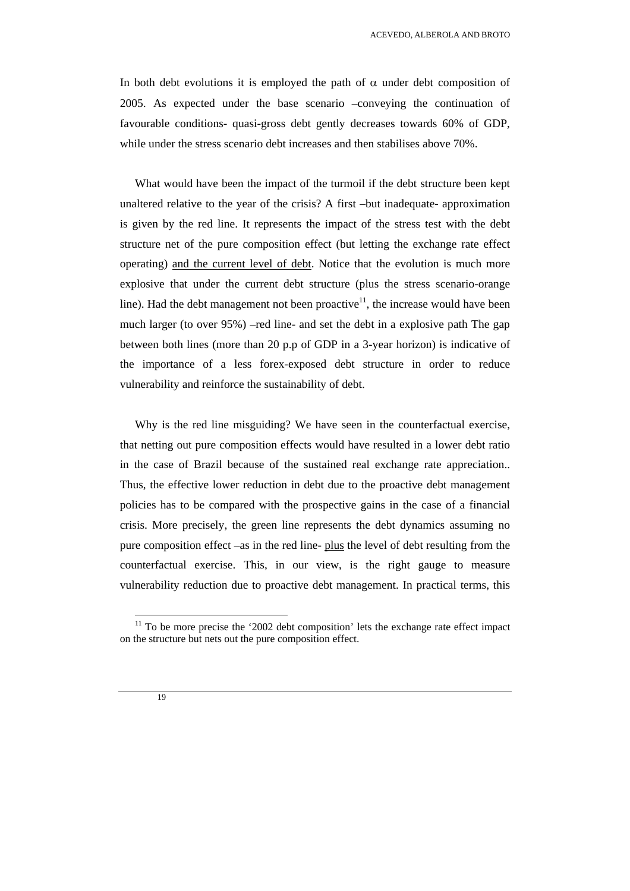In both debt evolutions it is employed the path of $\alpha$ under debt composition of 2005. As expected under the base scenario –conveying the continuation of favourable conditions- quasi-gross debt gently decreases towards 60% of GDP, while under the stress scenario debt increases and then stabilises above 70%.

What would have been the impact of the turmoil if the debt structure been kept unaltered relative to the year of the crisis? A first –but inadequate- approximation is given by the red line. It represents the impact of the stress test with the debt structure net of the pure composition effect (but letting the exchange rate effect operating) <u>and the current level of debt</u>. Notice that the evolution is much more explosive that under the current debt structure (plus the stress scenario-orange line). Had the debt management not been proactive[11], the increase would have been much larger (to over 95%) –red line- and set the debt in a explosive path The gap between both lines (more than 20 p.p of GDP in a 3-year horizon) is indicative of the importance of a less forex-exposed debt structure in order to reduce vulnerability and reinforce the sustainability of debt.

Why is the red line misguiding? We have seen in the counterfactual exercise, that netting out pure composition effects would have resulted in a lower debt ratio in the case of Brazil because of the sustained real exchange rate appreciation.. Thus, the effective lower reduction in debt due to the proactive debt management policies has to be compared with the prospective gains in the case of a financial crisis. More precisely, the green line represents the debt dynamics assuming no pure composition effect –as in the red line- <u>plus</u> the level of debt resulting from the counterfactual exercise. This, in our view, is the right gauge to measure vulnerability reduction due to proactive debt management. In practical terms, this

[11] To be more precise the '2002 debt composition' lets the exchange rate effect impact on the structure but nets out the pure composition effect.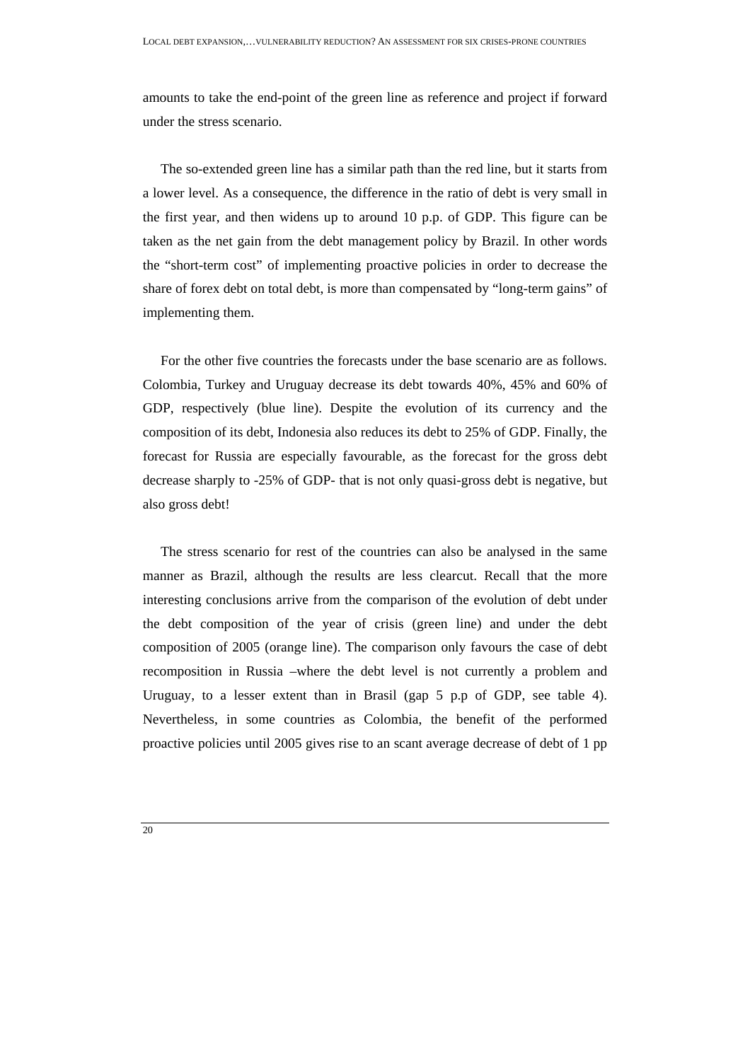amounts to take the end-point of the green line as reference and project if forward under the stress scenario.

The so-extended green line has a similar path than the red line, but it starts from a lower level. As a consequence, the difference in the ratio of debt is very small in the first year, and then widens up to around 10 p.p. of GDP. This figure can be taken as the net gain from the debt management policy by Brazil. In other words the "short-term cost" of implementing proactive policies in order to decrease the share of forex debt on total debt, is more than compensated by "long-term gains" of implementing them.

For the other five countries the forecasts under the base scenario are as follows. Colombia, Turkey and Uruguay decrease its debt towards 40%, 45% and 60% of GDP, respectively (blue line). Despite the evolution of its currency and the composition of its debt, Indonesia also reduces its debt to 25% of GDP. Finally, the forecast for Russia are especially favourable, as the forecast for the gross debt decrease sharply to -25% of GDP- that is not only quasi-gross debt is negative, but also gross debt!

The stress scenario for rest of the countries can also be analysed in the same manner as Brazil, although the results are less clearcut. Recall that the more interesting conclusions arrive from the comparison of the evolution of debt under the debt composition of the year of crisis (green line) and under the debt composition of 2005 (orange line). The comparison only favours the case of debt recomposition in Russia –where the debt level is not currently a problem and Uruguay, to a lesser extent than in Brasil (gap 5 p.p of GDP, see table 4). Nevertheless, in some countries as Colombia, the benefit of the performed proactive policies until 2005 gives rise to an scant average decrease of debt of 1 pp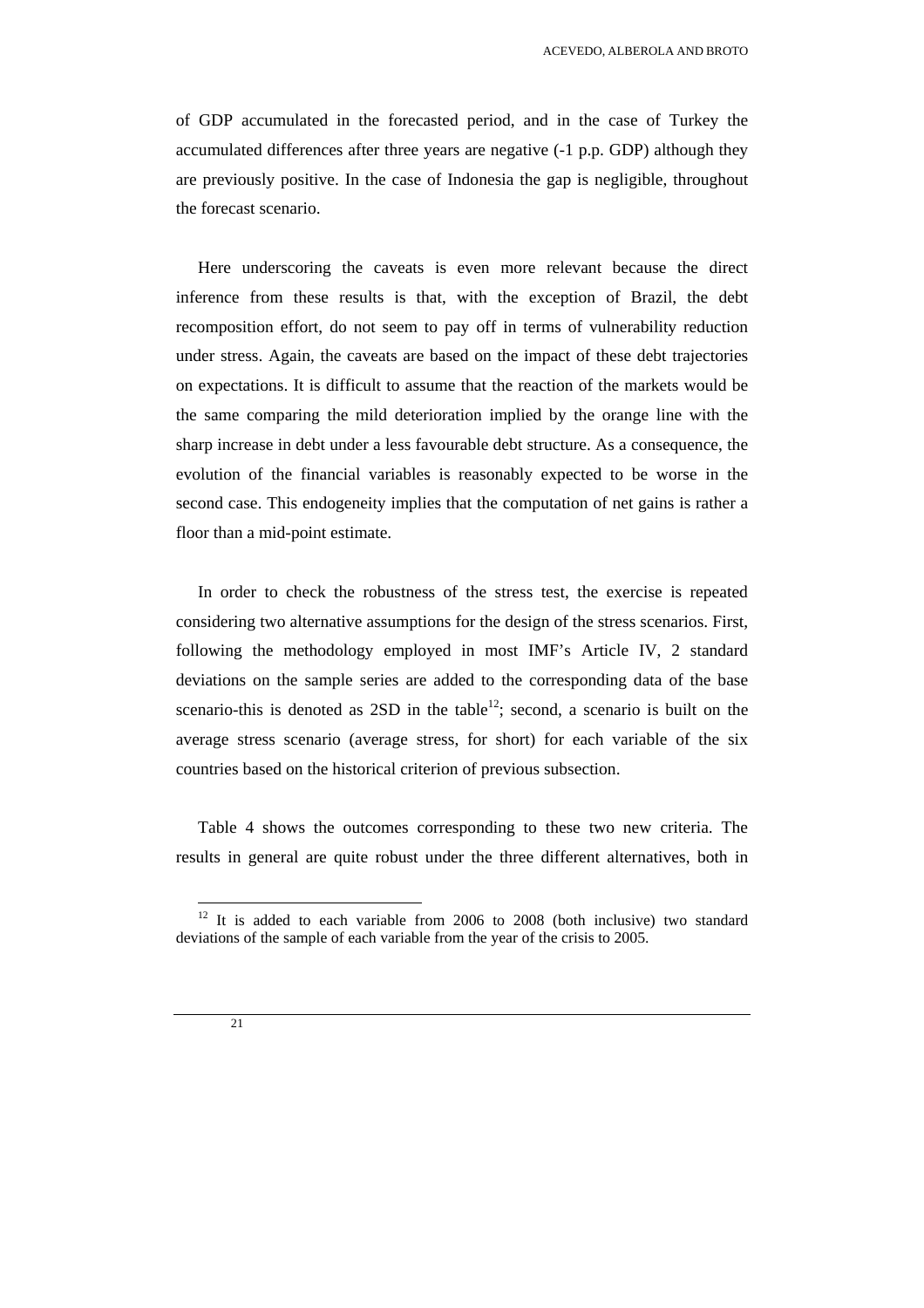of GDP accumulated in the forecasted period, and in the case of Turkey the accumulated differences after three years are negative (-1 p.p. GDP) although they are previously positive. In the case of Indonesia the gap is negligible, throughout the forecast scenario.

Here underscoring the caveats is even more relevant because the direct inference from these results is that, with the exception of Brazil, the debt recomposition effort, do not seem to pay off in terms of vulnerability reduction under stress. Again, the caveats are based on the impact of these debt trajectories on expectations. It is difficult to assume that the reaction of the markets would be the same comparing the mild deterioration implied by the orange line with the sharp increase in debt under a less favourable debt structure. As a consequence, the evolution of the financial variables is reasonably expected to be worse in the second case. This endogeneity implies that the computation of net gains is rather a floor than a mid-point estimate.

In order to check the robustness of the stress test, the exercise is repeated considering two alternative assumptions for the design of the stress scenarios. First, following the methodology employed in most IMF's Article IV, 2 standard deviations on the sample series are added to the corresponding data of the base scenario-this is denoted as 2SD in the table[12]; second, a scenario is built on the average stress scenario (average stress, for short) for each variable of the six countries based on the historical criterion of previous subsection.

Table 4 shows the outcomes corresponding to these two new criteria. The results in general are quite robust under the three different alternatives, both in

---

[12] It is added to each variable from 2006 to 2008 (both inclusive) two standard deviations of the sample of each variable from the year of the crisis to 2005.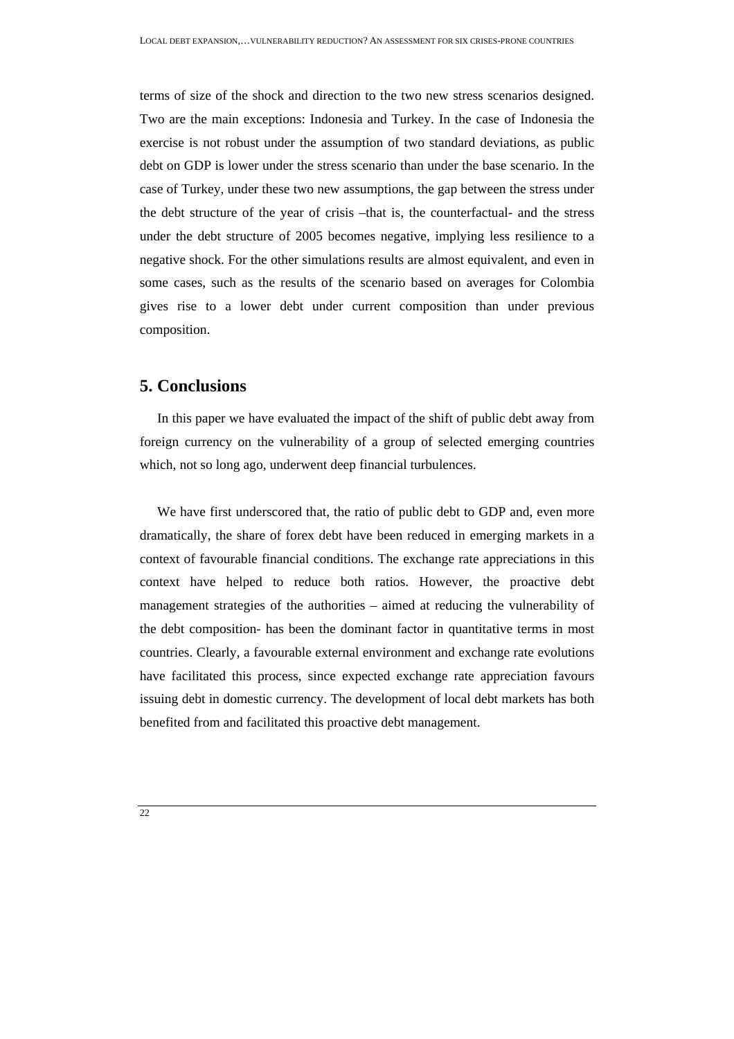terms of size of the shock and direction to the two new stress scenarios designed. Two are the main exceptions: Indonesia and Turkey. In the case of Indonesia the exercise is not robust under the assumption of two standard deviations, as public debt on GDP is lower under the stress scenario than under the base scenario. In the case of Turkey, under these two new assumptions, the gap between the stress under the debt structure of the year of crisis –that is, the counterfactual- and the stress under the debt structure of 2005 becomes negative, implying less resilience to a negative shock. For the other simulations results are almost equivalent, and even in some cases, such as the results of the scenario based on averages for Colombia gives rise to a lower debt under current composition than under previous composition.

## 5. Conclusions

In this paper we have evaluated the impact of the shift of public debt away from foreign currency on the vulnerability of a group of selected emerging countries which, not so long ago, underwent deep financial turbulences.

We have first underscored that, the ratio of public debt to GDP and, even more dramatically, the share of forex debt have been reduced in emerging markets in a context of favourable financial conditions. The exchange rate appreciations in this context have helped to reduce both ratios. However, the proactive debt management strategies of the authorities – aimed at reducing the vulnerability of the debt composition- has been the dominant factor in quantitative terms in most countries. Clearly, a favourable external environment and exchange rate evolutions have facilitated this process, since expected exchange rate appreciation favours issuing debt in domestic currency. The development of local debt markets has both benefited from and facilitated this proactive debt management.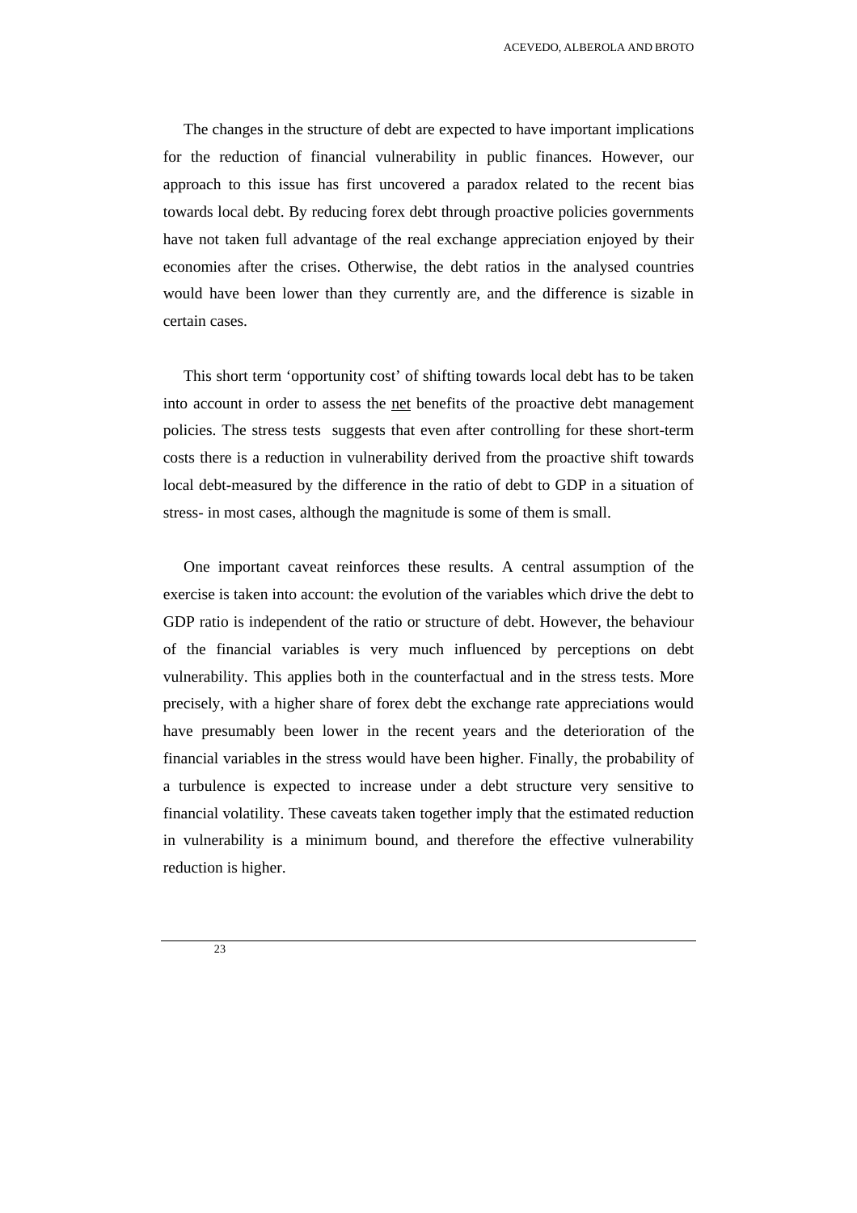The changes in the structure of debt are expected to have important implications for the reduction of financial vulnerability in public finances. However, our approach to this issue has first uncovered a paradox related to the recent bias towards local debt. By reducing forex debt through proactive policies governments have not taken full advantage of the real exchange appreciation enjoyed by their economies after the crises. Otherwise, the debt ratios in the analysed countries would have been lower than they currently are, and the difference is sizable in certain cases.

This short term 'opportunity cost' of shifting towards local debt has to be taken into account in order to assess the net benefits of the proactive debt management policies. The stress tests suggests that even after controlling for these short-term costs there is a reduction in vulnerability derived from the proactive shift towards local debt-measured by the difference in the ratio of debt to GDP in a situation of stress- in most cases, although the magnitude is some of them is small.

One important caveat reinforces these results. A central assumption of the exercise is taken into account: the evolution of the variables which drive the debt to GDP ratio is independent of the ratio or structure of debt. However, the behaviour of the financial variables is very much influenced by perceptions on debt vulnerability. This applies both in the counterfactual and in the stress tests. More precisely, with a higher share of forex debt the exchange rate appreciations would have presumably been lower in the recent years and the deterioration of the financial variables in the stress would have been higher. Finally, the probability of a turbulence is expected to increase under a debt structure very sensitive to financial volatility. These caveats taken together imply that the estimated reduction in vulnerability is a minimum bound, and therefore the effective vulnerability reduction is higher.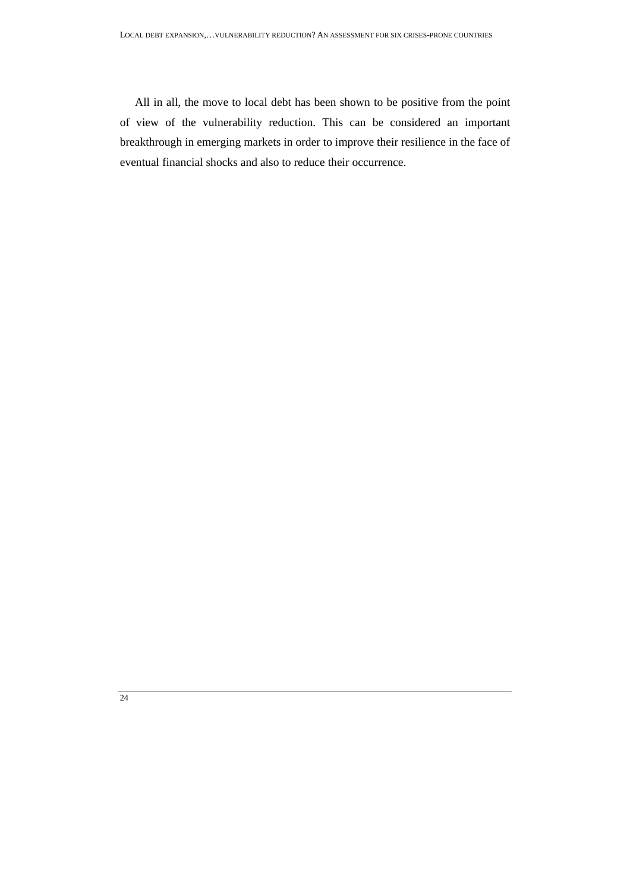All in all, the move to local debt has been shown to be positive from the point of view of the vulnerability reduction. This can be considered an important breakthrough in emerging markets in order to improve their resilience in the face of eventual financial shocks and also to reduce their occurrence.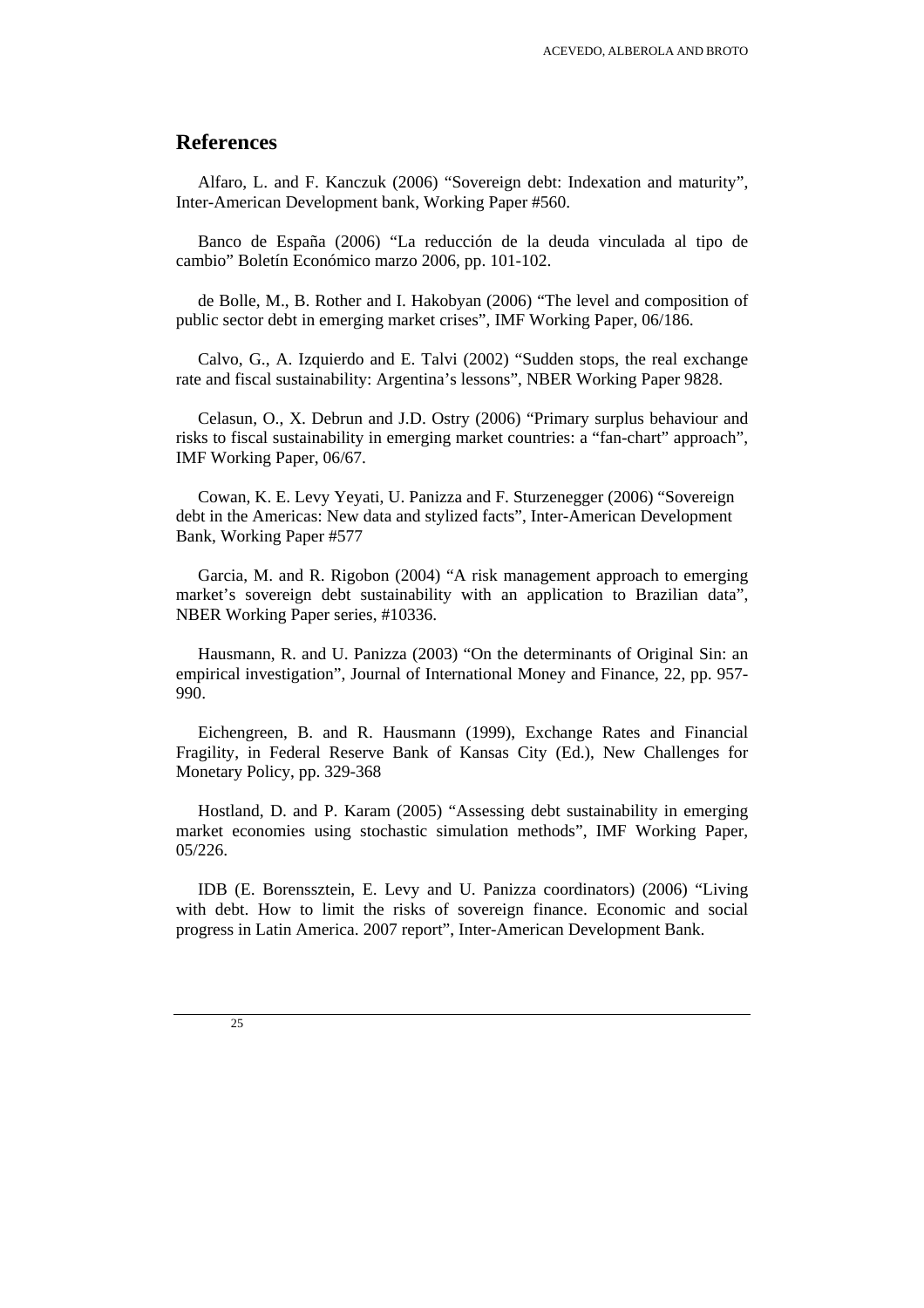## References

Alfaro, L. and F. Kanczuk (2006) "Sovereign debt: Indexation and maturity", Inter-American Development bank, Working Paper #560.

Banco de España (2006) "La reducción de la deuda vinculada al tipo de cambio" Boletín Económico marzo 2006, pp. 101-102.

de Bolle, M., B. Rother and I. Hakobyan (2006) "The level and composition of public sector debt in emerging market crises", IMF Working Paper, 06/186.

Calvo, G., A. Izquierdo and E. Talvi (2002) "Sudden stops, the real exchange rate and fiscal sustainability: Argentina's lessons", NBER Working Paper 9828.

Celasun, O., X. Debrun and J.D. Ostry (2006) "Primary surplus behaviour and risks to fiscal sustainability in emerging market countries: a "fan-chart" approach", IMF Working Paper, 06/67.

Cowan, K. E. Levy Yeyati, U. Panizza and F. Sturzenegger (2006) "Sovereign debt in the Americas: New data and stylized facts", Inter-American Development Bank, Working Paper #577

Garcia, M. and R. Rigobon (2004) "A risk management approach to emerging market's sovereign debt sustainability with an application to Brazilian data", NBER Working Paper series, #10336.

Hausmann, R. and U. Panizza (2003) "On the determinants of Original Sin: an empirical investigation", Journal of International Money and Finance, 22, pp. 957-990.

Eichengreen, B. and R. Hausmann (1999), Exchange Rates and Financial Fragility, in Federal Reserve Bank of Kansas City (Ed.), New Challenges for Monetary Policy, pp. 329-368

Hostland, D. and P. Karam (2005) "Assessing debt sustainability in emerging market economies using stochastic simulation methods", IMF Working Paper, 05/226.

IDB (E. Borenssztein, E. Levy and U. Panizza coordinators) (2006) "Living with debt. How to limit the risks of sovereign finance. Economic and social progress in Latin America. 2007 report", Inter-American Development Bank.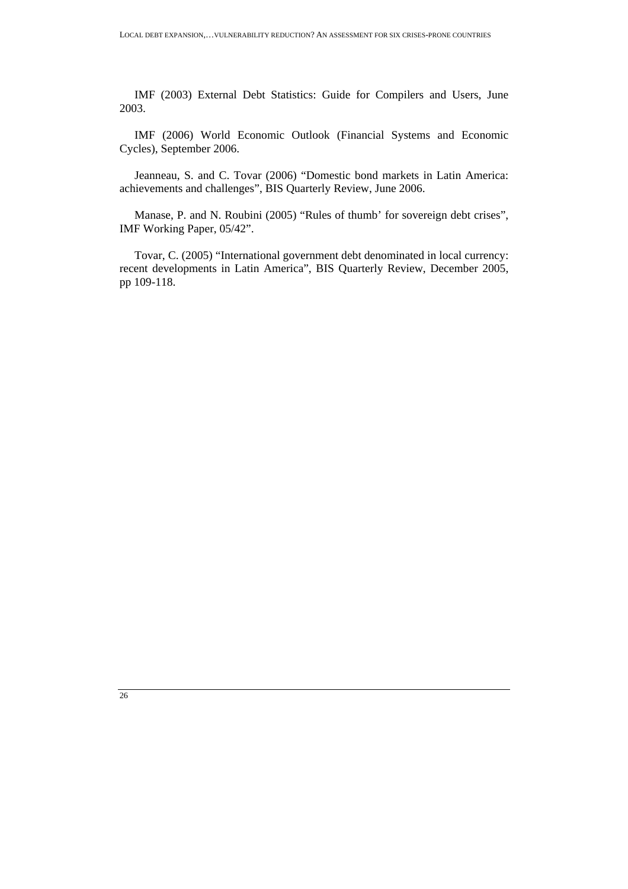IMF (2003) External Debt Statistics: Guide for Compilers and Users, June 2003.

IMF (2006) World Economic Outlook (Financial Systems and Economic Cycles), September 2006.

Jeanneau, S. and C. Tovar (2006) “Domestic bond markets in Latin America: achievements and challenges”, BIS Quarterly Review, June 2006.

Manase, P. and N. Roubini (2005) “Rules of thumb’ for sovereign debt crises”, IMF Working Paper, 05/42”.

Tovar, C. (2005) “International government debt denominated in local currency: recent developments in Latin America”, BIS Quarterly Review, December 2005, pp 109-118.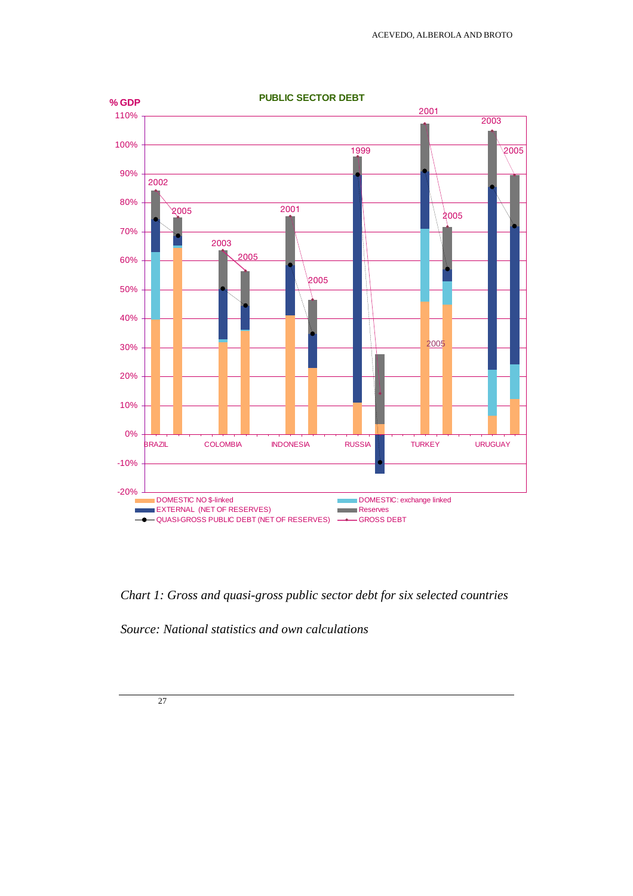**PUBLIC SECTOR DEBT**

*Chart 1: Gross and quasi-gross public sector debt for six selected countries*

*Source: National statistics and own calculations*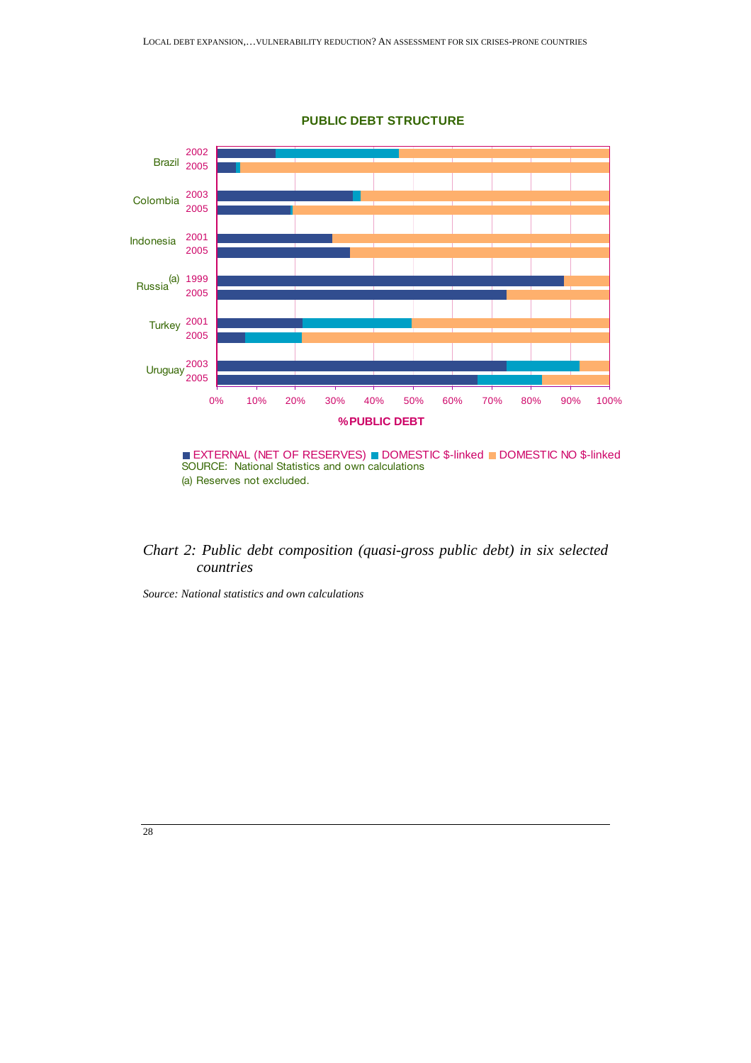**PUBLIC DEBT STRUCTURE**

| Country | Year | EXTERNAL (NET OF RESERVES) | DOMESTIC $-linked | DOMESTIC NO $-linked |
|---|---|---|---|---|
| Brazil | 2002 | | | |
| | 2005 | | | |
| Colombia | 2003 | | | |
| | 2005 | | | |
| Indonesia | 2001 | | | |
| | 2005 | | | |
| Russia (a) | 1999 | | | |
| | 2005 | | | |
| Turkey | 2001 | | | |
| | 2005 | | | |
| Uruguay | 2003 | | | |
| | 2005 | | | |

%PUBLIC DEBT (0%–100%)

■ EXTERNAL (NET OF RESERVES) ■ DOMESTIC $-linked ■ DOMESTIC NO $-linked

SOURCE: National Statistics and own calculations

(a) Reserves not excluded.

*Chart 2: Public debt composition (quasi-gross public debt) in six selected countries*

*Source: National statistics and own calculations*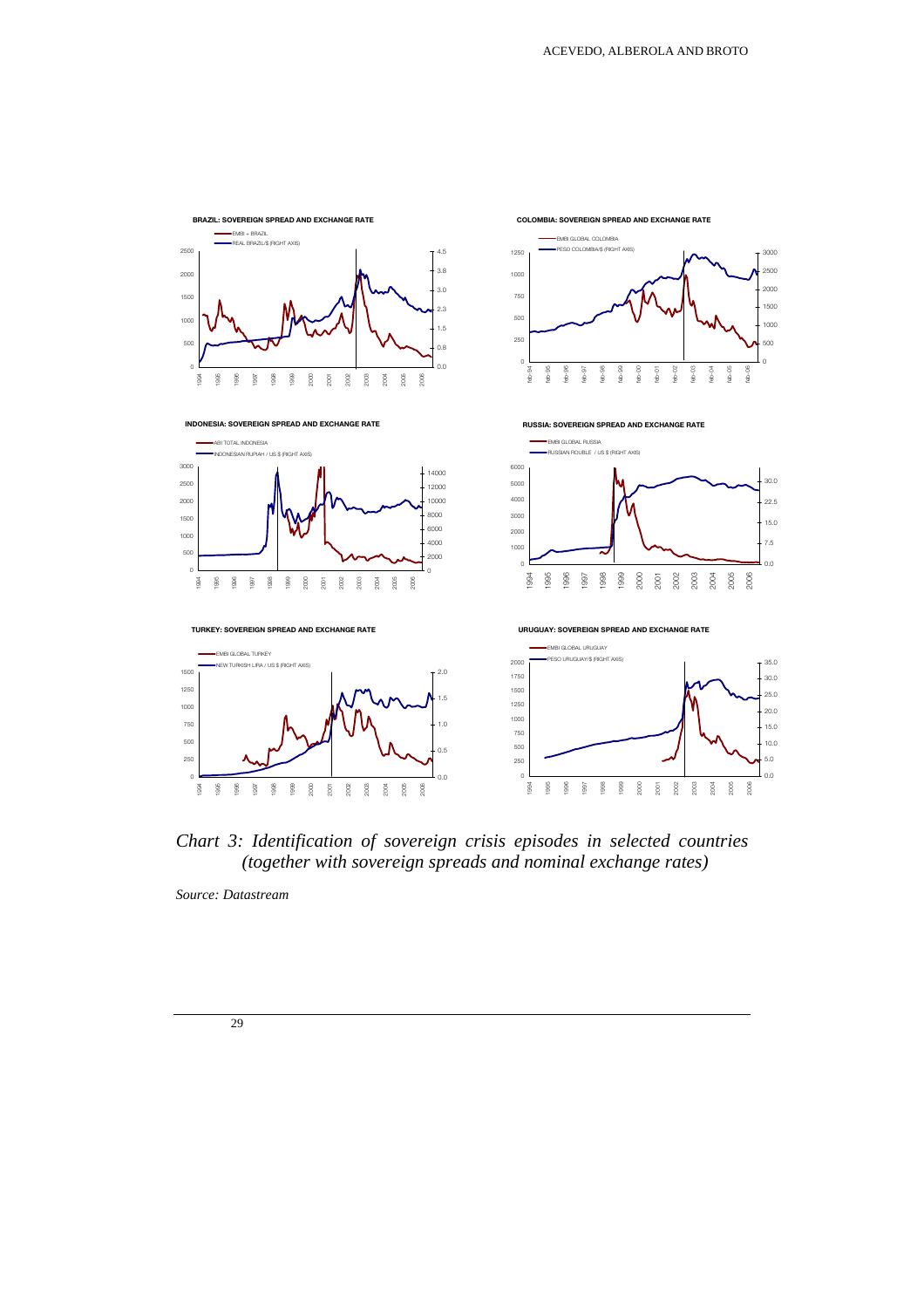**BRAZIL: SOVEREIGN SPREAD AND EXCHANGE RATE**

**COLOMBIA: SOVEREIGN SPREAD AND EXCHANGE RATE**

**INDONESIA: SOVEREIGN SPREAD AND EXCHANGE RATE**

**RUSSIA: SOVEREIGN SPREAD AND EXCHANGE RATE**

**TURKEY: SOVEREIGN SPREAD AND EXCHANGE RATE**

**URUGUAY: SOVEREIGN SPREAD AND EXCHANGE RATE**

*Chart 3: Identification of sovereign crisis episodes in selected countries (together with sovereign spreads and nominal exchange rates)*

*Source: Datastream*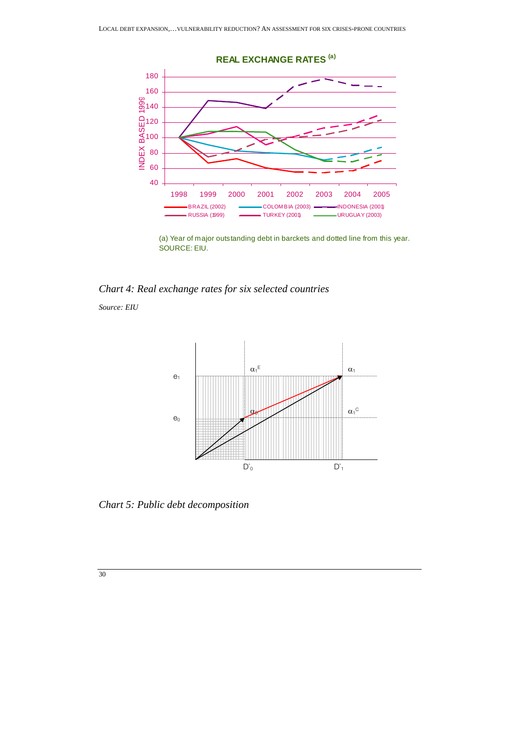**REAL EXCHANGE RATES [(a)]**

(a) Year of major outstanding debt in barckets and dotted line from this year.
SOURCE: EIU.

*Chart 4: Real exchange rates for six selected countries*

*Source: EIU*

*Chart 5: Public debt decomposition*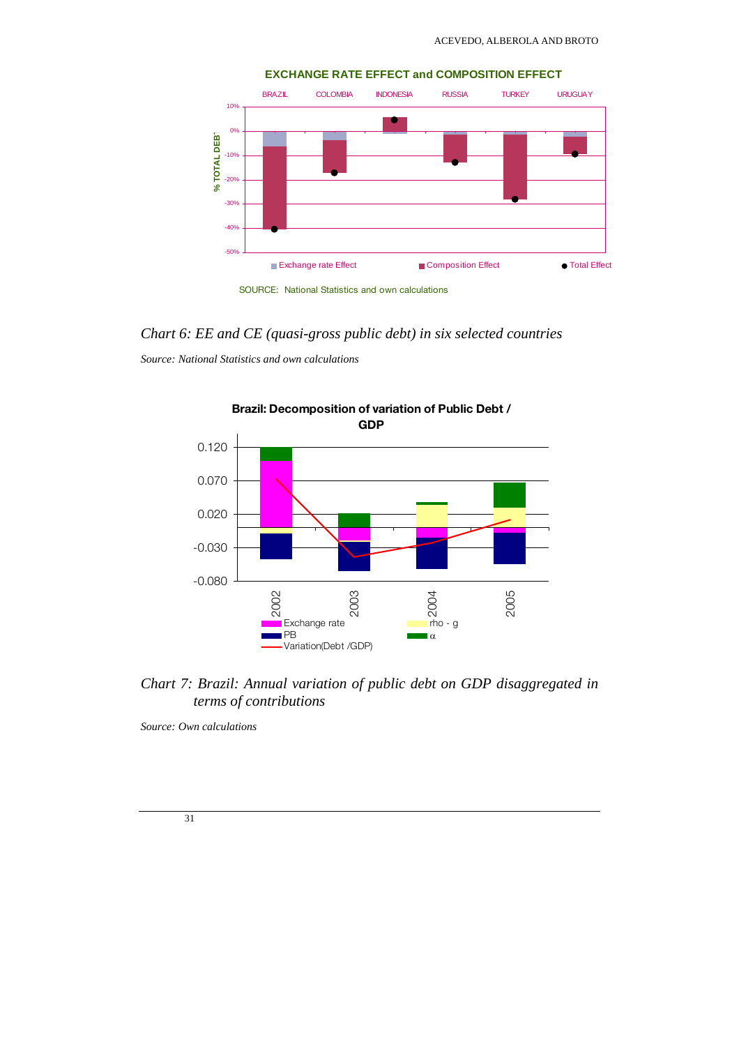*Chart 6: EE and CE (quasi-gross public debt) in six selected countries*

*Source: National Statistics and own calculations*

*Chart 7: Brazil: Annual variation of public debt on GDP disaggregated in terms of contributions*

*Source: Own calculations*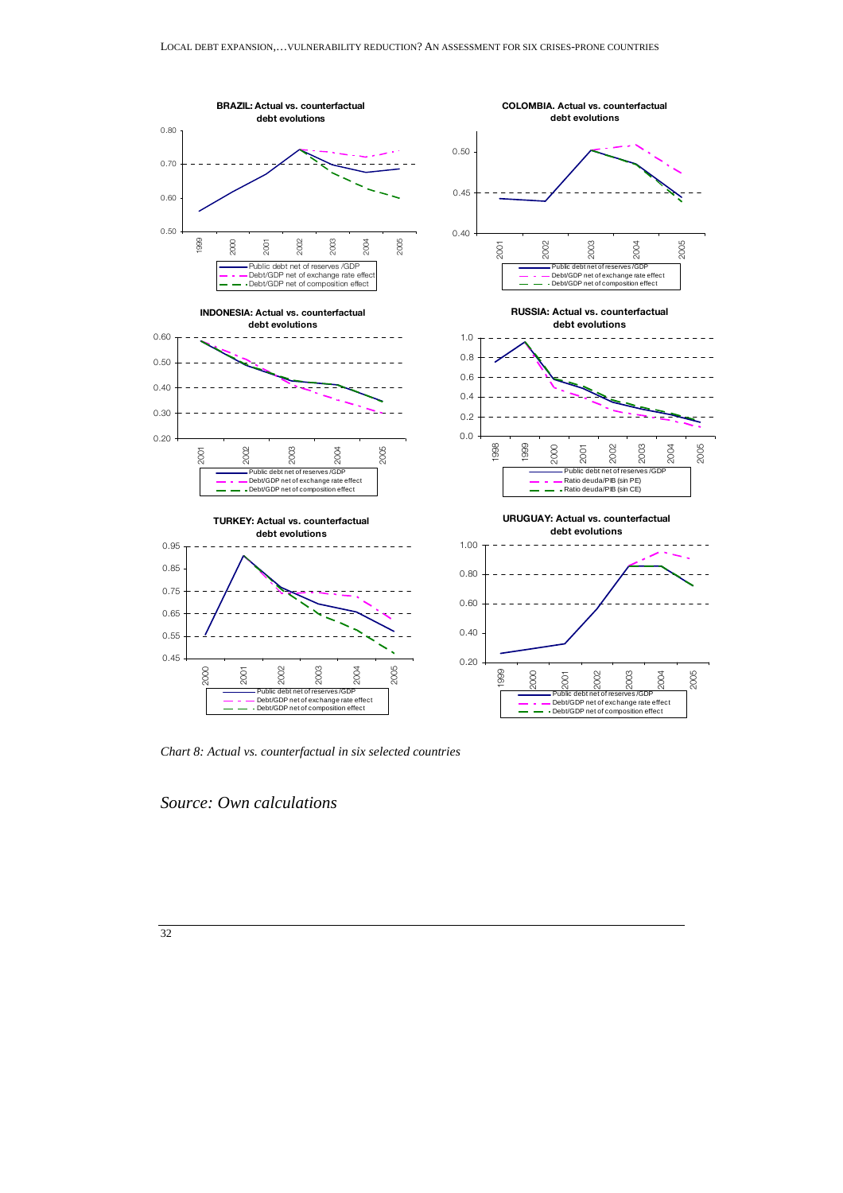**BRAZIL: Actual vs. counterfactual debt evolutions**

- Public debt net of reserves /GDP
- Debt/GDP net of exchange rate effect
- Debt/GDP net of composition effect

**COLOMBIA. Actual vs. counterfactual debt evolutions**

- Public debt net of reserves /GDP
- Debt/GDP net of exchange rate effect
- Debt/GDP net of composition effect

**INDONESIA: Actual vs. counterfactual debt evolutions**

- Public debt net of reserves /GDP
- Debt/GDP net of exchange rate effect
- Debt/GDP net of composition effect

**RUSSIA: Actual vs. counterfactual debt evolutions**

- Public debt net of reserves /GDP
- Ratio deuda/PIB (sin PE)
- Ratio deuda/PIB (sin CE)

**TURKEY: Actual vs. counterfactual debt evolutions**

- Public debt net of reserves /GDP
- Debt/GDP net of exchange rate effect
- Debt/GDP net of composition effect

**URUGUAY: Actual vs. counterfactual debt evolutions**

- Public debt net of reserves /GDP
- Debt/GDP net of exchange rate effect
- Debt/GDP net of composition effect

*Chart 8: Actual vs. counterfactual in six selected countries*

*Source: Own calculations*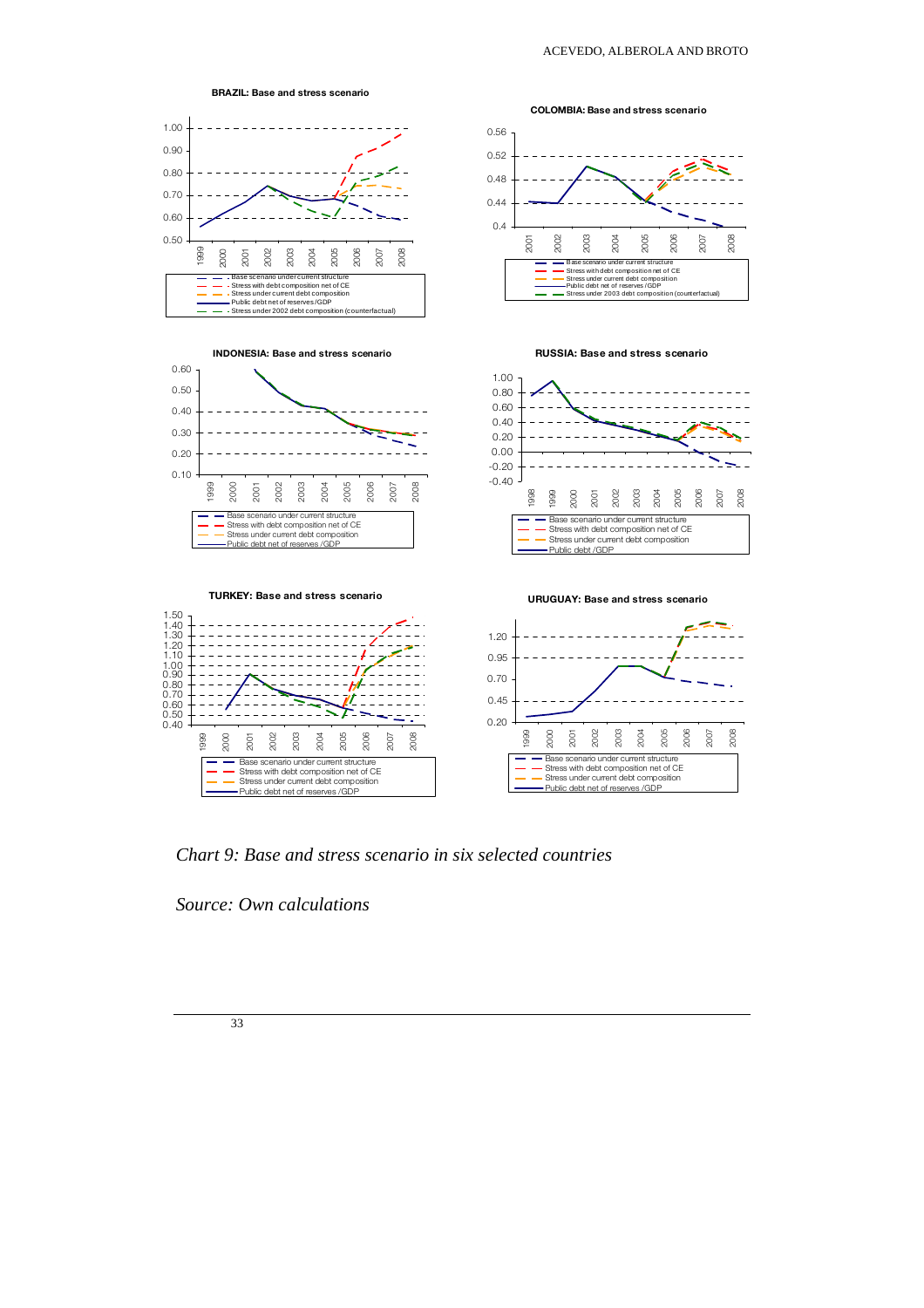**BRAZIL: Base and stress scenario**

- Base scenario under current structure
- Stress with debt composition net of CE
- Stress under current debt composition
- Public debt net of reserves /GDP
- Stress under 2002 debt composition (counterfactual)

**COLOMBIA: Base and stress scenario**

- Base scenario under current structure
- Stress with debt composition net of CE
- Stress under current debt composition
- Public debt net of reserves /GDP
- Stress under 2003 debt composition (counterfactual)

**INDONESIA: Base and stress scenario**

- Base scenario under current structure
- Stress with debt composition net of CE
- Stress under current debt composition
- Public debt net of reserves /GDP

**RUSSIA: Base and stress scenario**

- Base scenario under current structure
- Stress with debt composition net of CE
- Stress under current debt composition
- Public debt /GDP

**TURKEY: Base and stress scenario**

- Base scenario under current structure
- Stress with debt composition net of CE
- Stress under current debt composition
- Public debt net of reserves /GDP

**URUGUAY: Base and stress scenario**

- Base scenario under current structure
- Stress with debt composition net of CE
- Stress under current debt composition
- Public debt net of reserves /GDP

*Chart 9: Base and stress scenario in six selected countries*

*Source: Own calculations*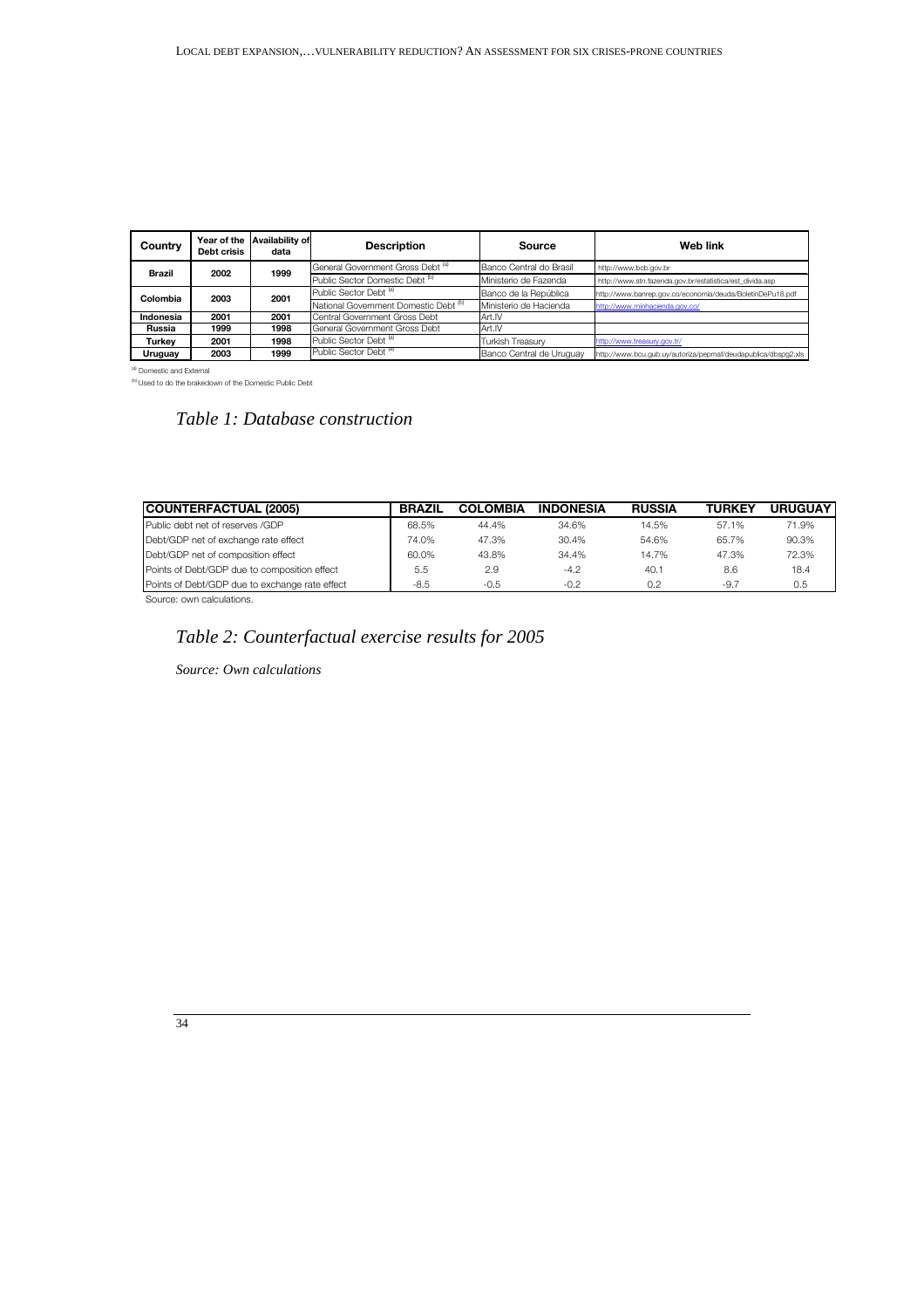| Country | Year of the Debt crisis | Availability of data | Description | Source | Web link |
|---|---|---|---|---|---|
| **Brazil** | **2002** | **1999** | General Government Gross Debt [a] | Banco Central do Brasil | http://www.bcb.gov.br |
| | | | Public Sector Domestic Debt [b] | Ministerio de Fazenda | http://www.stn.fazenda.gov.br/estatistica/est_divida.asp |
| **Colombia** | **2003** | **2001** | Public Sector Debt [a] | Banco de la República | http://www.banrep.gov.co/economia/deuda/BoletinDePu18.pdf |
| | | | National Government Domestic Debt [b] | Ministerio de Hacienda | http://www.minhacienda.gov.co/ |
| **Indonesia** | **2001** | **2001** | Central Government Gross Debt | Art.IV | |
| **Russia** | **1999** | **1998** | General Government Gross Debt | Art.IV | |
| **Turkey** | **2001** | **1998** | Public Sector Debt [a] | Turkish Treasury | http://www.treasury.gov.tr/ |
| **Uruguay** | **2003** | **1999** | Public Sector Debt [a] | Banco Central de Uruguay | http://www.bcu.gub.uy/autoriza/pepmaf/deudapublica/dbspg2.xls |

[a] Domestic and External

[b] Used to do the brakedown of the Domestic Public Debt

*Table 1: Database construction*

| COUNTERFACTUAL (2005) | BRAZIL | COLOMBIA | INDONESIA | RUSSIA | TURKEY | URUGUAY |
|---|---|---|---|---|---|---|
| Public debt net of reserves /GDP | 68.5% | 44.4% | 34.6% | 14.5% | 57.1% | 71.9% |
| Debt/GDP net of exchange rate effect | 74.0% | 47.3% | 30.4% | 54.6% | 65.7% | 90.3% |
| Debt/GDP net of composition effect | 60.0% | 43.8% | 34.4% | 14.7% | 47.3% | 72.3% |
| Points of Debt/GDP due to composition effect | 5.5 | 2.9 | -4.2 | 40.1 | 8.6 | 18.4 |
| Points of Debt/GDP due to exchange rate effect | -8.5 | -0.5 | -0.2 | 0.2 | -9.7 | 0.5 |

Source: own calculations.

*Table 2: Counterfactual exercise results for 2005*

*Source: Own calculations*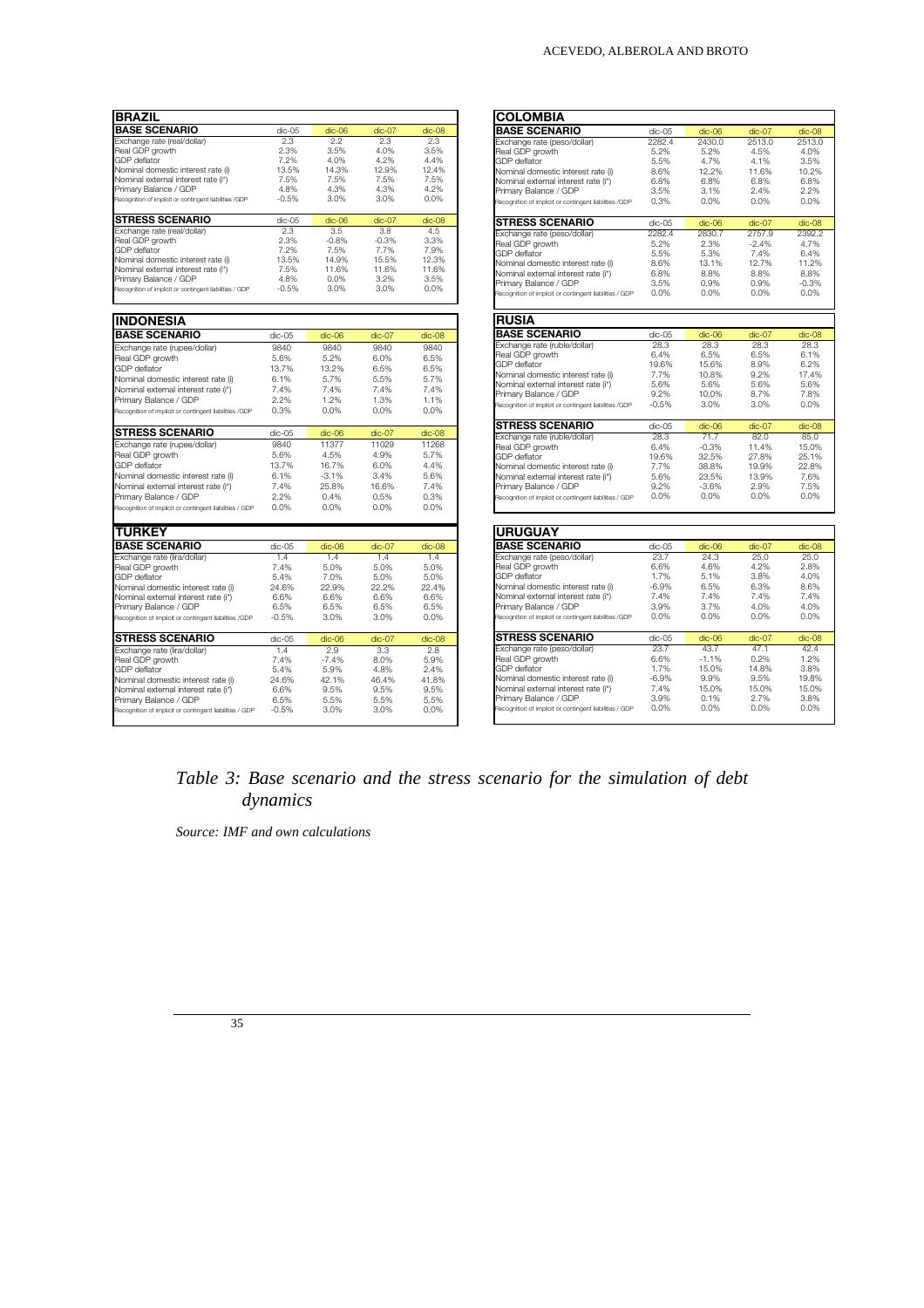### BRAZIL

| BASE SCENARIO | dic-05 | dic-06 | dic-07 | dic-08 |
|---|---|---|---|---|
| Exchange rate (real/dollar) | 2.3 | 2.2 | 2.3 | 2.3 |
| Real GDP growth | 2.3% | 3.5% | 4.0% | 3.5% |
| GDP deflator | 7.2% | 4.0% | 4.2% | 4.4% |
| Nominal domestic interest rate (i) | 13.5% | 14.3% | 12.9% | 12.4% |
| Nominal external interest rate (i*) | 7.5% | 7.5% | 7.5% | 7.5% |
| Primary Balance / GDP | 4.8% | 4.3% | 4.3% | 4.2% |
| Recognition of implicit or contingent liabilities /GDP | -0.5% | 3.0% | 3.0% | 0.0% |

| STRESS SCENARIO | dic-05 | dic-06 | dic-07 | dic-08 |
|---|---|---|---|---|
| Exchange rate (real/dollar) | 2.3 | 3.5 | 3.8 | 4.5 |
| Real GDP growth | 2.3% | -0.8% | -0.3% | 3.3% |
| GDP deflator | 7.2% | 7.5% | 7.7% | 7.9% |
| Nominal domestic interest rate (i) | 13.5% | 14.9% | 15.5% | 12.3% |
| Nominal external interest rate (i*) | 7.5% | 11.6% | 11.6% | 11.6% |
| Primary Balance / GDP | 4.8% | 0.0% | 3.2% | 3.5% |
| Recognition of implicit or contingent liabilities / GDP | -0.5% | 3.0% | 3.0% | 0.0% |

### COLOMBIA

| BASE SCENARIO | dic-05 | dic-06 | dic-07 | dic-08 |
|---|---|---|---|---|
| Exchange rate (peso/dollar) | 2282.4 | 2430.0 | 2513.0 | 2513.0 |
| Real GDP growth | 5.2% | 5.2% | 4.5% | 4.0% |
| GDP deflator | 5.5% | 4.7% | 4.1% | 3.5% |
| Nominal domestic interest rate (i) | 8.6% | 12.2% | 11.6% | 10.2% |
| Nominal external interest rate (i*) | 6.8% | 6.8% | 6.8% | 6.8% |
| Primary Balance / GDP | 3.5% | 3.1% | 2.4% | 2.2% |
| Recognition of implicit or contingent liabilities /GDP | 0.3% | 0.0% | 0.0% | 0.0% |

| STRESS SCENARIO | dic-05 | dic-06 | dic-07 | dic-08 |
|---|---|---|---|---|
| Exchange rate (peso/dollar) | 2282.4 | 2830.7 | 2757.9 | 2392.2 |
| Real GDP growth | 5.2% | 2.3% | -2.4% | 4.7% |
| GDP deflator | 5.5% | 5.3% | 7.4% | 6.4% |
| Nominal domestic interest rate (i) | 8.6% | 13.1% | 12.7% | 11.2% |
| Nominal external interest rate (i*) | 6.8% | 8.8% | 8.8% | 8.8% |
| Primary Balance / GDP | 3.5% | 0.9% | 0.9% | -0.3% |
| Recognition of implicit or contingent liabilities / GDP | 0.0% | 0.0% | 0.0% | 0.0% |

### INDONESIA

| BASE SCENARIO | dic-05 | dic-06 | dic-07 | dic-08 |
|---|---|---|---|---|
| Exchange rate (rupee/dollar) | 9840 | 9840 | 9840 | 9840 |
| Real GDP growth | 5.6% | 5.2% | 6.0% | 6.5% |
| GDP deflator | 13.7% | 13.2% | 6.5% | 6.5% |
| Nominal domestic interest rate (i) | 6.1% | 5.7% | 5.5% | 5.7% |
| Nominal external interest rate (i*) | 7.4% | 7.4% | 7.4% | 7.4% |
| Primary Balance / GDP | 2.2% | 1.2% | 1.3% | 1.1% |
| Recognition of implicit or contingent liabilities /GDP | 0.3% | 0.0% | 0.0% | 0.0% |

| STRESS SCENARIO | dic-05 | dic-06 | dic-07 | dic-08 |
|---|---|---|---|---|
| Exchange rate (rupee/dollar) | 9840 | 11377 | 11029 | 11268 |
| Real GDP growth | 5.6% | 4.5% | 4.9% | 5.7% |
| GDP deflator | 13.7% | 16.7% | 6.0% | 4.4% |
| Nominal domestic interest rate (i) | 6.1% | -3.1% | 3.4% | 5.6% |
| Nominal external interest rate (i*) | 7.4% | 25.8% | 16.6% | 7.4% |
| Primary Balance / GDP | 2.2% | 0.4% | 0.5% | 0.3% |
| Recognition of implicit or contingent liabilities / GDP | 0.0% | 0.0% | 0.0% | 0.0% |

### RUSIA

| BASE SCENARIO | dic-05 | dic-06 | dic-07 | dic-08 |
|---|---|---|---|---|
| Exchange rate (ruble/dollar) | 28.3 | 28.3 | 28.3 | 28.3 |
| Real GDP growth | 6.4% | 6.5% | 6.5% | 6.1% |
| GDP deflator | 19.6% | 15.6% | 8.9% | 6.2% |
| Nominal domestic interest rate (i) | 7.7% | 10.8% | 9.2% | 17.4% |
| Nominal external interest rate (i*) | 5.6% | 5.6% | 5.6% | 5.6% |
| Primary Balance / GDP | 9.2% | 10.0% | 8.7% | 7.8% |
| Recognition of implicit or contingent liabilities /GDP | -0.5% | 3.0% | 3.0% | 0.0% |

| STRESS SCENARIO | dic-05 | dic-06 | dic-07 | dic-08 |
|---|---|---|---|---|
| Exchange rate (ruble/dollar) | 28.3 | 71.7 | 82.0 | 85.0 |
| Real GDP growth | 6.4% | -0.3% | 11.4% | 15.0% |
| GDP deflator | 19.6% | 32.5% | 27.8% | 25.1% |
| Nominal domestic interest rate (i) | 7.7% | 38.8% | 19.9% | 22.8% |
| Nominal external interest rate (i*) | 5.6% | 23.5% | 13.9% | 7.6% |
| Primary Balance / GDP | 9.2% | -3.6% | 2.9% | 7.5% |
| Recognition of implicit or contingent liabilities / GDP | 0.0% | 0.0% | 0.0% | 0.0% |

### TURKEY

| BASE SCENARIO | dic-05 | dic-06 | dic-07 | dic-08 |
|---|---|---|---|---|
| Exchange rate (lira/dollar) | 1.4 | 1.4 | 1.4 | 1.4 |
| Real GDP growth | 7.4% | 5.0% | 5.0% | 5.0% |
| GDP deflator | 5.4% | 7.0% | 5.0% | 5.0% |
| Nominal domestic interest rate (i) | 24.6% | 22.9% | 22.2% | 22.4% |
| Nominal external interest rate (i*) | 6.6% | 6.6% | 6.6% | 6.6% |
| Primary Balance / GDP | 6.5% | 6.5% | 6.5% | 6.5% |
| Recognition of implicit or contingent liabilities /GDP | -0.5% | 3.0% | 3.0% | 0.0% |

| STRESS SCENARIO | dic-05 | dic-06 | dic-07 | dic-08 |
|---|---|---|---|---|
| Exchange rate (lira/dollar) | 1.4 | 2.9 | 3.3 | 2.8 |
| Real GDP growth | 7.4% | -7.4% | 8.0% | 5.9% |
| GDP deflator | 5.4% | 5.9% | 4.8% | 2.4% |
| Nominal domestic interest rate (i) | 24.6% | 42.1% | 46.4% | 41.8% |
| Nominal external interest rate (i*) | 6.6% | 9.5% | 9.5% | 9.5% |
| Primary Balance / GDP | 6.5% | 5.5% | 5.5% | 5.5% |
| Recognition of implicit or contingent liabilities / GDP | -0.5% | 3.0% | 3.0% | 0.0% |

### URUGUAY

| BASE SCENARIO | dic-05 | dic-06 | dic-07 | dic-08 |
|---|---|---|---|---|
| Exchange rate (peso/dollar) | 23.7 | 24.3 | 25.0 | 25.0 |
| Real GDP growth | 6.6% | 4.6% | 4.2% | 2.8% |
| GDP deflator | 1.7% | 5.1% | 3.8% | 4.0% |
| Nominal domestic interest rate (i) | -6.9% | 6.5% | 6.3% | 8.6% |
| Nominal external interest rate (i*) | 7.4% | 7.4% | 7.4% | 7.4% |
| Primary Balance / GDP | 3.9% | 3.7% | 4.0% | 4.0% |
| Recognition of implicit or contingent liabilities /GDP | 0.0% | 0.0% | 0.0% | 0.0% |

| STRESS SCENARIO | dic-05 | dic-06 | dic-07 | dic-08 |
|---|---|---|---|---|
| Exchange rate (peso/dollar) | 23.7 | 43.7 | 47.1 | 42.4 |
| Real GDP growth | 6.6% | -1.1% | 0.2% | 1.2% |
| GDP deflator | 1.7% | 15.0% | 14.8% | 3.8% |
| Nominal domestic interest rate (i) | -6.9% | 9.9% | 9.5% | 19.8% |
| Nominal external interest rate (i*) | 7.4% | 15.0% | 15.0% | 15.0% |
| Primary Balance / GDP | 3.9% | 0.1% | 2.7% | 3.8% |
| Recognition of implicit or contingent liabilities / GDP | 0.0% | 0.0% | 0.0% | 0.0% |

*Table 3: Base scenario and the stress scenario for the simulation of debt dynamics*

*Source: IMF and own calculations*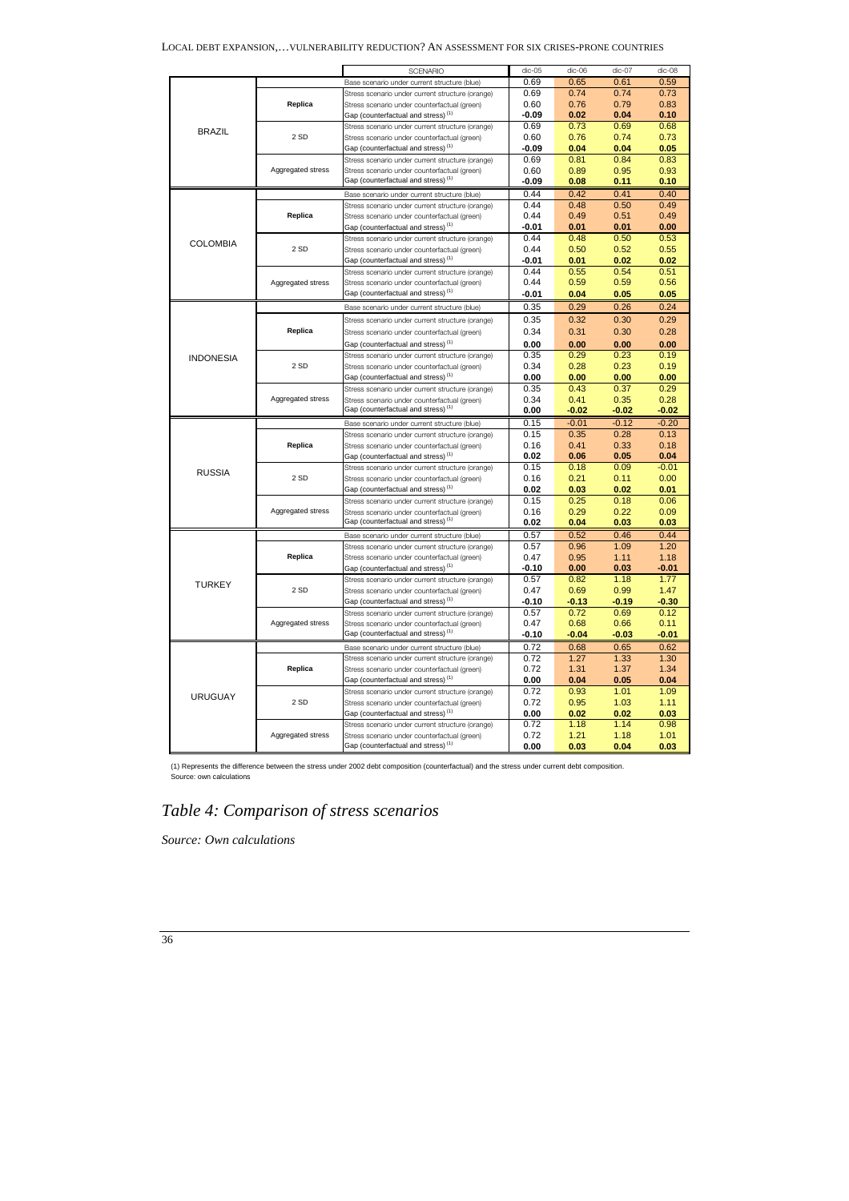| | | SCENARIO | dic-05 | dic-06 | dic-07 | dic-08 |
|---|---|---|---|---|---|---|
| BRAZIL | | Base scenario under current structure (blue) | 0.69 | 0.65 | 0.61 | 0.59 |
| | Replica | Stress scenario under current structure (orange) | 0.69 | 0.74 | 0.74 | 0.73 |
| | | Stress scenario under counterfactual (green) | 0.60 | 0.76 | 0.79 | 0.83 |
| | | Gap (counterfactual and stress) (1) | **-0.09** | **0.02** | **0.04** | **0.10** |
| | 2 SD | Stress scenario under current structure (orange) | 0.69 | 0.73 | 0.69 | 0.68 |
| | | Stress scenario under counterfactual (green) | 0.60 | 0.76 | 0.74 | 0.73 |
| | | Gap (counterfactual and stress) (1) | **-0.09** | **0.04** | **0.04** | **0.05** |
| | Aggregated stress | Stress scenario under current structure (orange) | 0.69 | 0.81 | 0.84 | 0.83 |
| | | Stress scenario under counterfactual (green) | 0.60 | 0.89 | 0.95 | 0.93 |
| | | Gap (counterfactual and stress) (1) | **-0.09** | **0.08** | **0.11** | **0.10** |
| COLOMBIA | | Base scenario under current structure (blue) | 0.44 | 0.42 | 0.41 | 0.40 |
| | Replica | Stress scenario under current structure (orange) | 0.44 | 0.48 | 0.50 | 0.49 |
| | | Stress scenario under counterfactual (green) | 0.44 | 0.49 | 0.51 | 0.49 |
| | | Gap (counterfactual and stress) (1) | **-0.01** | **0.01** | **0.01** | **0.00** |
| | 2 SD | Stress scenario under current structure (orange) | 0.44 | 0.48 | 0.50 | 0.53 |
| | | Stress scenario under counterfactual (green) | 0.44 | 0.50 | 0.52 | 0.55 |
| | | Gap (counterfactual and stress) (1) | **-0.01** | **0.01** | **0.02** | **0.02** |
| | Aggregated stress | Stress scenario under current structure (orange) | 0.44 | 0.55 | 0.54 | 0.51 |
| | | Stress scenario under counterfactual (green) | 0.44 | 0.59 | 0.59 | 0.56 |
| | | Gap (counterfactual and stress) (1) | **-0.01** | **0.04** | **0.05** | **0.05** |
| INDONESIA | | Base scenario under current structure (blue) | 0.35 | 0.29 | 0.26 | 0.24 |
| | Replica | Stress scenario under current structure (orange) | 0.35 | 0.32 | 0.30 | 0.29 |
| | | Stress scenario under counterfactual (green) | 0.34 | 0.31 | 0.30 | 0.28 |
| | | Gap (counterfactual and stress) (1) | **0.00** | **0.00** | **0.00** | **0.00** |
| | 2 SD | Stress scenario under current structure (orange) | 0.35 | 0.29 | 0.23 | 0.19 |
| | | Stress scenario under counterfactual (green) | 0.34 | 0.28 | 0.23 | 0.19 |
| | | Gap (counterfactual and stress) (1) | **0.00** | **0.00** | **0.00** | **0.00** |
| | Aggregated stress | Stress scenario under current structure (orange) | 0.35 | 0.43 | 0.37 | 0.29 |
| | | Stress scenario under counterfactual (green) | 0.34 | 0.41 | 0.35 | 0.28 |
| | | Gap (counterfactual and stress) (1) | **0.00** | **-0.02** | **-0.02** | **-0.02** |
| RUSSIA | | Base scenario under current structure (blue) | 0.15 | -0.01 | -0.12 | -0.20 |
| | Replica | Stress scenario under current structure (orange) | 0.15 | 0.35 | 0.28 | 0.13 |
| | | Stress scenario under counterfactual (green) | 0.16 | 0.41 | 0.33 | 0.18 |
| | | Gap (counterfactual and stress) (1) | **0.02** | **0.06** | **0.05** | **0.04** |
| | 2 SD | Stress scenario under current structure (orange) | 0.15 | 0.18 | 0.09 | -0.01 |
| | | Stress scenario under counterfactual (green) | 0.16 | 0.21 | 0.11 | 0.00 |
| | | Gap (counterfactual and stress) (1) | **0.02** | **0.03** | **0.02** | **0.01** |
| | Aggregated stress | Stress scenario under current structure (orange) | 0.15 | 0.25 | 0.18 | 0.06 |
| | | Stress scenario under counterfactual (green) | 0.16 | 0.29 | 0.22 | 0.09 |
| | | Gap (counterfactual and stress) (1) | **0.02** | **0.04** | **0.03** | **0.03** |
| TURKEY | | Base scenario under current structure (blue) | 0.57 | 0.52 | 0.46 | 0.44 |
| | Replica | Stress scenario under current structure (orange) | 0.57 | 0.96 | 1.09 | 1.20 |
| | | Stress scenario under counterfactual (green) | 0.47 | 0.95 | 1.11 | 1.18 |
| | | Gap (counterfactual and stress) (1) | **-0.10** | **0.00** | **0.03** | **-0.01** |
| | 2 SD | Stress scenario under current structure (orange) | 0.57 | 0.82 | 1.18 | 1.77 |
| | | Stress scenario under counterfactual (green) | 0.47 | 0.69 | 0.99 | 1.47 |
| | | Gap (counterfactual and stress) (1) | **-0.10** | **-0.13** | **-0.19** | **-0.30** |
| | Aggregated stress | Stress scenario under current structure (orange) | 0.57 | 0.72 | 0.69 | 0.12 |
| | | Stress scenario under counterfactual (green) | 0.47 | 0.68 | 0.66 | 0.11 |
| | | Gap (counterfactual and stress) (1) | **-0.10** | **-0.04** | **-0.03** | **-0.01** |
| URUGUAY | | Base scenario under current structure (blue) | 0.72 | 0.68 | 0.65 | 0.62 |
| | Replica | Stress scenario under current structure (orange) | 0.72 | 1.27 | 1.33 | 1.30 |
| | | Stress scenario under counterfactual (green) | 0.72 | 1.31 | 1.37 | 1.34 |
| | | Gap (counterfactual and stress) (1) | **0.00** | **0.04** | **0.05** | **0.04** |
| | 2 SD | Stress scenario under current structure (orange) | 0.72 | 0.93 | 1.01 | 1.09 |
| | | Stress scenario under counterfactual (green) | 0.72 | 0.95 | 1.03 | 1.11 |
| | | Gap (counterfactual and stress) (1) | **0.00** | **0.02** | **0.02** | **0.03** |
| | Aggregated stress | Stress scenario under current structure (orange) | 0.72 | 1.18 | 1.14 | 0.98 |
| | | Stress scenario under counterfactual (green) | 0.72 | 1.21 | 1.18 | 1.01 |
| | | Gap (counterfactual and stress) (1) | **0.00** | **0.03** | **0.04** | **0.03** |

(1) Represents the difference between the stress under 2002 debt composition (counterfactual) and the stress under current debt composition.
Source: own calculations

*Table 4: Comparison of stress scenarios*

*Source: Own calculations*